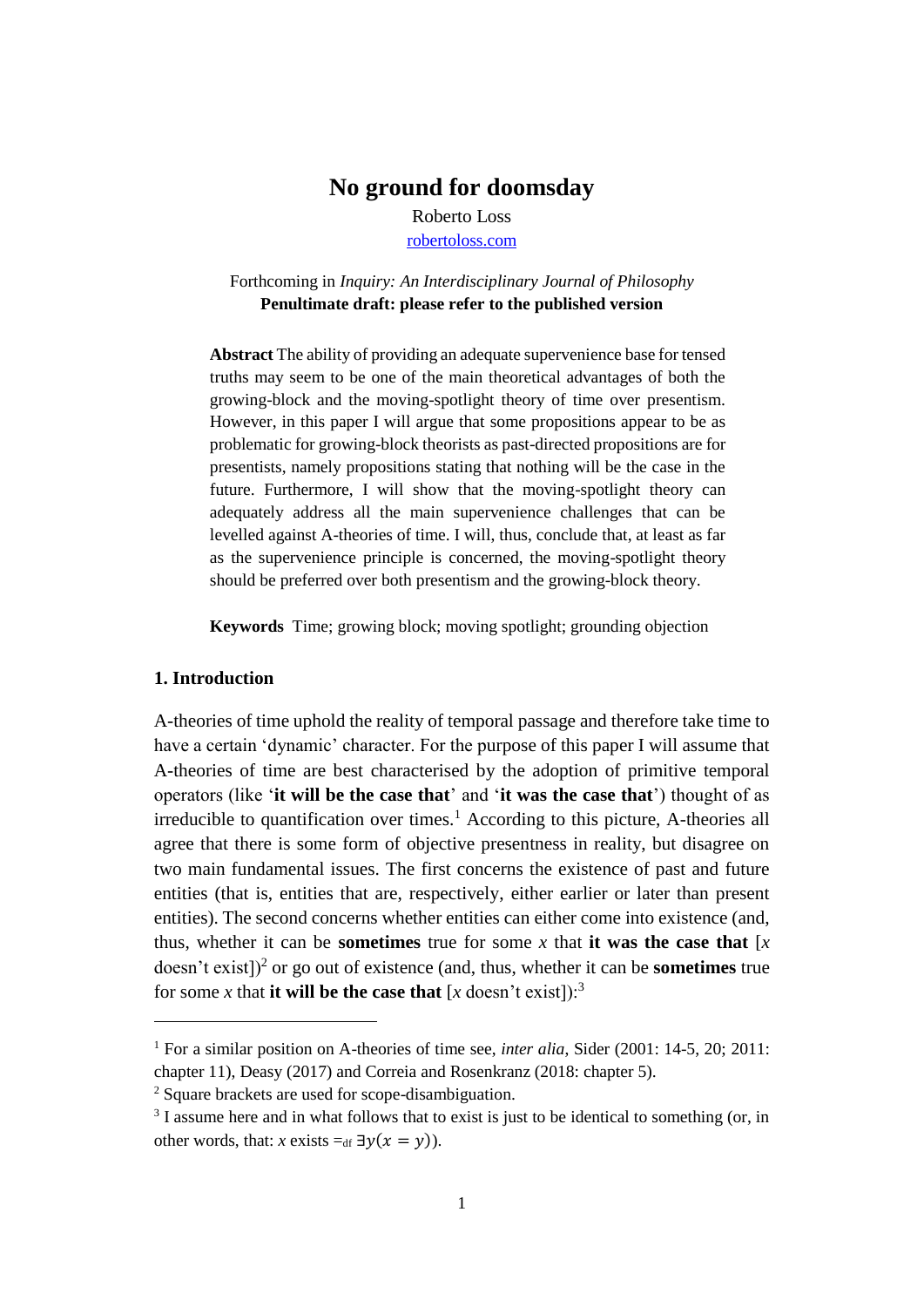# No ground for doomsday

Roberto Loss

robertoloss.com

Forthcoming in *Inquiry: An Interdisciplinary Journal of Philosophy*

**Penultimate draft: please refer to the published version**

**Abstract** The ability of providing an adequate supervenience base for tensed truths may seem to be one of the main theoretical advantages of both the growing-block and the moving-spotlight theory of time over presentism. However, in this paper I will argue that some propositions appear to be as problematic for growing-block theorists as past-directed propositions are for presentists, namely propositions stating that nothing will be the case in the future. Furthermore, I will show that the moving-spotlight theory can adequately address all the main supervenience challenges that can be levelled against A-theories of time. I will, thus, conclude that, at least as far as the supervenience principle is concerned, the moving-spotlight theory should be preferred over both presentism and the growing-block theory.

**Keywords** Time; growing block; moving spotlight; grounding objection

## 1. Introduction

A-theories of time uphold the reality of temporal passage and therefore take time to have a certain 'dynamic' character. For the purpose of this paper I will assume that A-theories of time are best characterised by the adoption of primitive temporal operators (like '**it will be the case that**' and '**it was the case that**') thought of as irreducible to quantification over times.[1] According to this picture, A-theories all agree that there is some form of objective presentness in reality, but disagree on two main fundamental issues. The first concerns the existence of past and future entities (that is, entities that are, respectively, either earlier or later than present entities). The second concerns whether entities can either come into existence (and, thus, whether it can be **sometimes** true for some $x$ that **it was the case that** [$x$ doesn't exist])[2] or go out of existence (and, thus, whether it can be **sometimes** true for some $x$ that **it will be the case that** [$x$ doesn't exist]):[3]

---

[1] For a similar position on A-theories of time see, *inter alia*, Sider (2001: 14-5, 20; 2011: chapter 11), Deasy (2017) and Correia and Rosenkranz (2018: chapter 5).

[2] Square brackets are used for scope-disambiguation.

[3] I assume here and in what follows that to exist is just to be identical to something (or, in other words, that: $x$ exists $=_{df}$ $\exists y(x = y)$).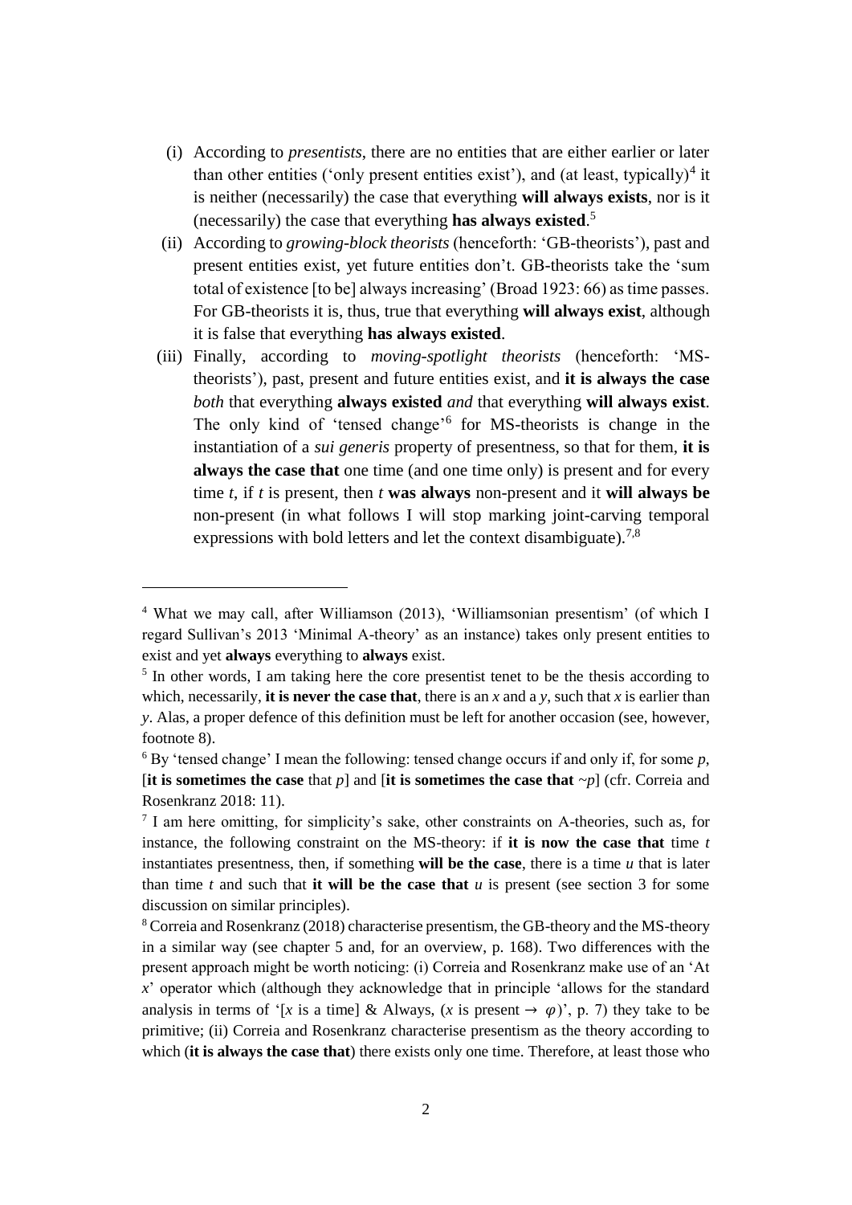(i) According to *presentists*, there are no entities that are either earlier or later than other entities ('only present entities exist'), and (at least, typically)[4] it is neither (necessarily) the case that everything **will always exists**, nor is it (necessarily) the case that everything **has always existed**.[5]

(ii) According to *growing-block theorists* (henceforth: 'GB-theorists'), past and present entities exist, yet future entities don't. GB-theorists take the 'sum total of existence [to be] always increasing' (Broad 1923: 66) as time passes. For GB-theorists it is, thus, true that everything **will always exist**, although it is false that everything **has always existed**.

(iii) Finally, according to *moving-spotlight theorists* (henceforth: 'MS-theorists'), past, present and future entities exist, and **it is always the case** *both* that everything **always existed** *and* that everything **will always exist**. The only kind of 'tensed change'[6] for MS-theorists is change in the instantiation of a *sui generis* property of presentness, so that for them, **it is always the case that** one time (and one time only) is present and for every time *t*, if *t* is present, then *t* **was always** non-present and it **will always be** non-present (in what follows I will stop marking joint-carving temporal expressions with bold letters and let the context disambiguate).[7,8]

---

[4] What we may call, after Williamson (2013), 'Williamsonian presentism' (of which I regard Sullivan's 2013 'Minimal A-theory' as an instance) takes only present entities to exist and yet **always** everything to **always** exist.

[5] In other words, I am taking here the core presentist tenet to be the thesis according to which, necessarily, **it is never the case that**, there is an *x* and a *y*, such that *x* is earlier than *y*. Alas, a proper defence of this definition must be left for another occasion (see, however, footnote 8).

[6] By 'tensed change' I mean the following: tensed change occurs if and only if, for some *p*, [**it is sometimes the case** that *p*] and [**it is sometimes the case that** ~*p*] (cfr. Correia and Rosenkranz 2018: 11).

[7] I am here omitting, for simplicity's sake, other constraints on A-theories, such as, for instance, the following constraint on the MS-theory: if **it is now the case that** time *t* instantiates presentness, then, if something **will be the case**, there is a time *u* that is later than time *t* and such that **it will be the case that** *u* is present (see section 3 for some discussion on similar principles).

[8] Correia and Rosenkranz (2018) characterise presentism, the GB-theory and the MS-theory in a similar way (see chapter 5 and, for an overview, p. 168). Two differences with the present approach might be worth noticing: (i) Correia and Rosenkranz make use of an 'At *x*' operator which (although they acknowledge that in principle 'allows for the standard analysis in terms of '[*x* is a time] & Always, (*x* is present → $\varphi$)', p. 7) they take to be primitive; (ii) Correia and Rosenkranz characterise presentism as the theory according to which (**it is always the case that**) there exists only one time. Therefore, at least those who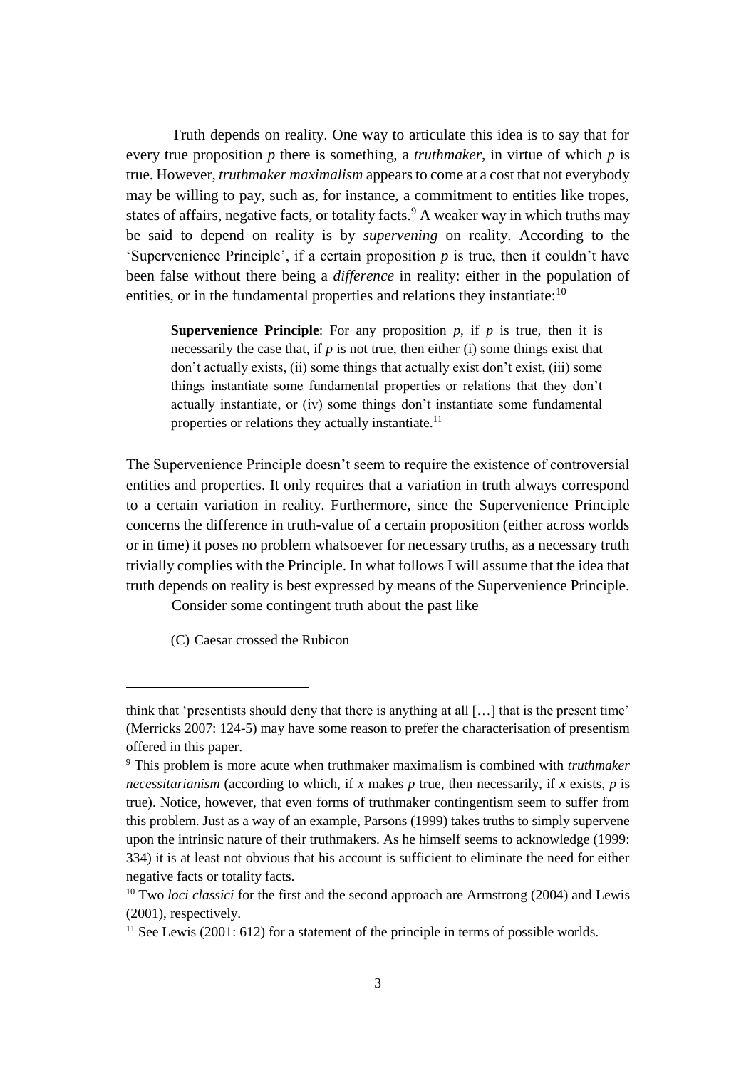Truth depends on reality. One way to articulate this idea is to say that for every true proposition *p* there is something, a *truthmaker*, in virtue of which *p* is true. However, *truthmaker maximalism* appears to come at a cost that not everybody may be willing to pay, such as, for instance, a commitment to entities like tropes, states of affairs, negative facts, or totality facts.[9] A weaker way in which truths may be said to depend on reality is by *supervening* on reality. According to the 'Supervenience Principle', if a certain proposition *p* is true, then it couldn't have been false without there being a *difference* in reality: either in the population of entities, or in the fundamental properties and relations they instantiate:[10]

> **Supervenience Principle**: For any proposition *p*, if *p* is true, then it is necessarily the case that, if *p* is not true, then either (i) some things exist that don't actually exists, (ii) some things that actually exist don't exist, (iii) some things instantiate some fundamental properties or relations that they don't actually instantiate, or (iv) some things don't instantiate some fundamental properties or relations they actually instantiate.[11]

The Supervenience Principle doesn't seem to require the existence of controversial entities and properties. It only requires that a variation in truth always correspond to a certain variation in reality. Furthermore, since the Supervenience Principle concerns the difference in truth-value of a certain proposition (either across worlds or in time) it poses no problem whatsoever for necessary truths, as a necessary truth trivially complies with the Principle. In what follows I will assume that the idea that truth depends on reality is best expressed by means of the Supervenience Principle.

Consider some contingent truth about the past like

(C) Caesar crossed the Rubicon

---

think that 'presentists should deny that there is anything at all […] that is the present time' (Merricks 2007: 124-5) may have some reason to prefer the characterisation of presentism offered in this paper.

[9] This problem is more acute when truthmaker maximalism is combined with *truthmaker necessitarianism* (according to which, if *x* makes *p* true, then necessarily, if *x* exists, *p* is true). Notice, however, that even forms of truthmaker contingentism seem to suffer from this problem. Just as a way of an example, Parsons (1999) takes truths to simply supervene upon the intrinsic nature of their truthmakers. As he himself seems to acknowledge (1999: 334) it is at least not obvious that his account is sufficient to eliminate the need for either negative facts or totality facts.

[10] Two *loci classici* for the first and the second approach are Armstrong (2004) and Lewis (2001), respectively.

[11] See Lewis (2001: 612) for a statement of the principle in terms of possible worlds.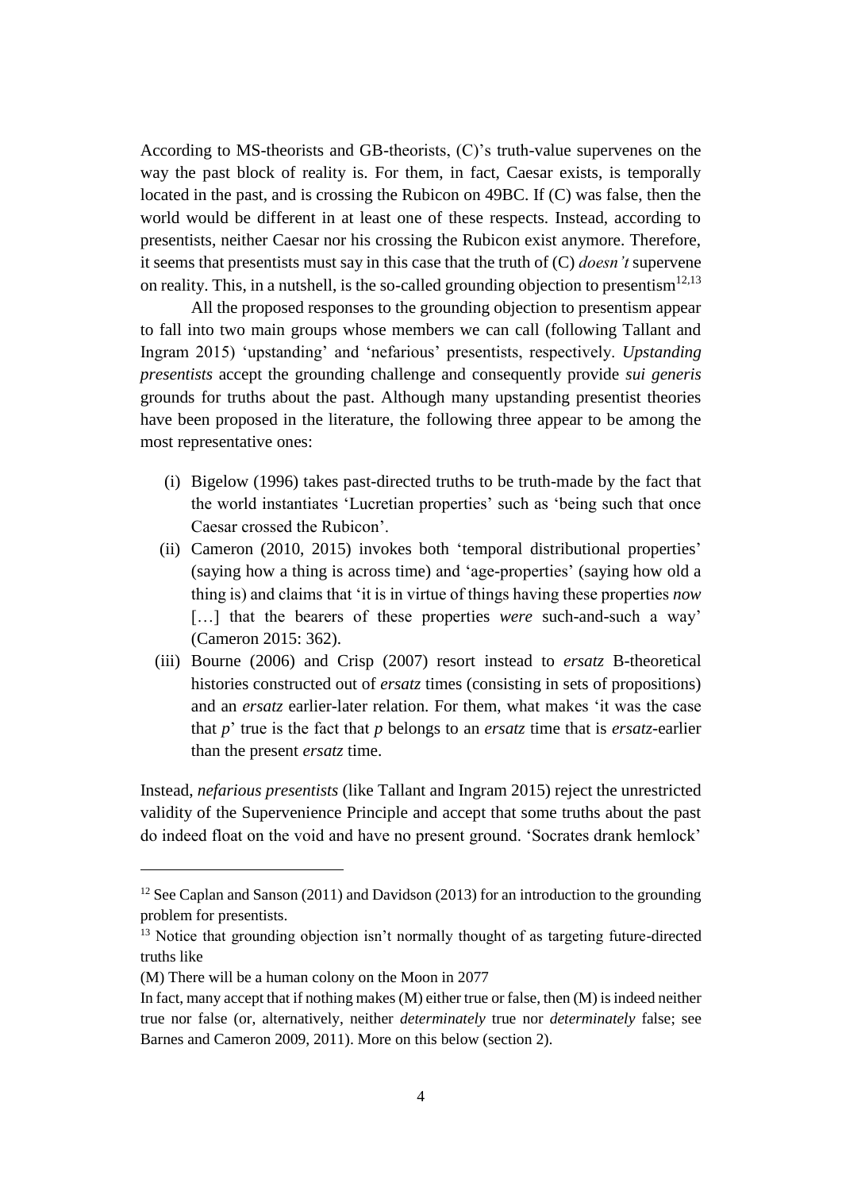According to MS-theorists and GB-theorists, (C)'s truth-value supervenes on the way the past block of reality is. For them, in fact, Caesar exists, is temporally located in the past, and is crossing the Rubicon on 49BC. If (C) was false, then the world would be different in at least one of these respects. Instead, according to presentists, neither Caesar nor his crossing the Rubicon exist anymore. Therefore, it seems that presentists must say in this case that the truth of (C) *doesn't* supervene on reality. This, in a nutshell, is the so-called grounding objection to presentism[12,13]

All the proposed responses to the grounding objection to presentism appear to fall into two main groups whose members we can call (following Tallant and Ingram 2015) 'upstanding' and 'nefarious' presentists, respectively. *Upstanding presentists* accept the grounding challenge and consequently provide *sui generis* grounds for truths about the past. Although many upstanding presentist theories have been proposed in the literature, the following three appear to be among the most representative ones:

(i) Bigelow (1996) takes past-directed truths to be truth-made by the fact that the world instantiates 'Lucretian properties' such as 'being such that once Caesar crossed the Rubicon'.

(ii) Cameron (2010, 2015) invokes both 'temporal distributional properties' (saying how a thing is across time) and 'age-properties' (saying how old a thing is) and claims that 'it is in virtue of things having these properties *now* […] that the bearers of these properties *were* such-and-such a way' (Cameron 2015: 362).

(iii) Bourne (2006) and Crisp (2007) resort instead to *ersatz* B-theoretical histories constructed out of *ersatz* times (consisting in sets of propositions) and an *ersatz* earlier-later relation. For them, what makes 'it was the case that *p*' true is the fact that *p* belongs to an *ersatz* time that is *ersatz*-earlier than the present *ersatz* time.

Instead, *nefarious presentists* (like Tallant and Ingram 2015) reject the unrestricted validity of the Supervenience Principle and accept that some truths about the past do indeed float on the void and have no present ground. 'Socrates drank hemlock'

---

[12] See Caplan and Sanson (2011) and Davidson (2013) for an introduction to the grounding problem for presentists.

[13] Notice that grounding objection isn't normally thought of as targeting future-directed truths like

(M) There will be a human colony on the Moon in 2077

In fact, many accept that if nothing makes (M) either true or false, then (M) is indeed neither true nor false (or, alternatively, neither *determinately* true nor *determinately* false; see Barnes and Cameron 2009, 2011). More on this below (section 2).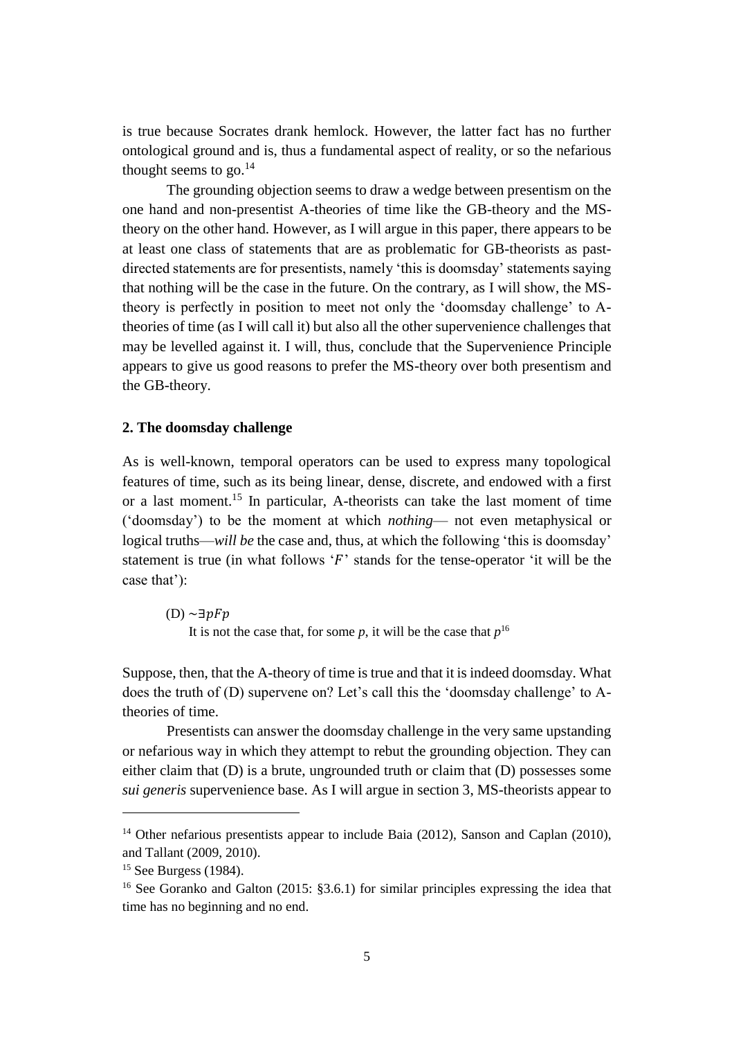is true because Socrates drank hemlock. However, the latter fact has no further ontological ground and is, thus a fundamental aspect of reality, or so the nefarious thought seems to go.[14]

The grounding objection seems to draw a wedge between presentism on the one hand and non-presentist A-theories of time like the GB-theory and the MS-theory on the other hand. However, as I will argue in this paper, there appears to be at least one class of statements that are as problematic for GB-theorists as past-directed statements are for presentists, namely 'this is doomsday' statements saying that nothing will be the case in the future. On the contrary, as I will show, the MS-theory is perfectly in position to meet not only the 'doomsday challenge' to A-theories of time (as I will call it) but also all the other supervenience challenges that may be levelled against it. I will, thus, conclude that the Supervenience Principle appears to give us good reasons to prefer the MS-theory over both presentism and the GB-theory.

## 2. The doomsday challenge

As is well-known, temporal operators can be used to express many topological features of time, such as its being linear, dense, discrete, and endowed with a first or a last moment.[15] In particular, A-theorists can take the last moment of time ('doomsday') to be the moment at which *nothing*— not even metaphysical or logical truths—*will be* the case and, thus, at which the following 'this is doomsday' statement is true (in what follows '$F$' stands for the tense-operator 'it will be the case that'):

(D) $\sim\exists pFp$
It is not the case that, for some *p*, it will be the case that *p*[16]

Suppose, then, that the A-theory of time is true and that it is indeed doomsday. What does the truth of (D) supervene on? Let's call this the 'doomsday challenge' to A-theories of time.

Presentists can answer the doomsday challenge in the very same upstanding or nefarious way in which they attempt to rebut the grounding objection. They can either claim that (D) is a brute, ungrounded truth or claim that (D) possesses some *sui generis* supervenience base. As I will argue in section 3, MS-theorists appear to

---

[14] Other nefarious presentists appear to include Baia (2012), Sanson and Caplan (2010), and Tallant (2009, 2010).

[15] See Burgess (1984).

[16] See Goranko and Galton (2015: §3.6.1) for similar principles expressing the idea that time has no beginning and no end.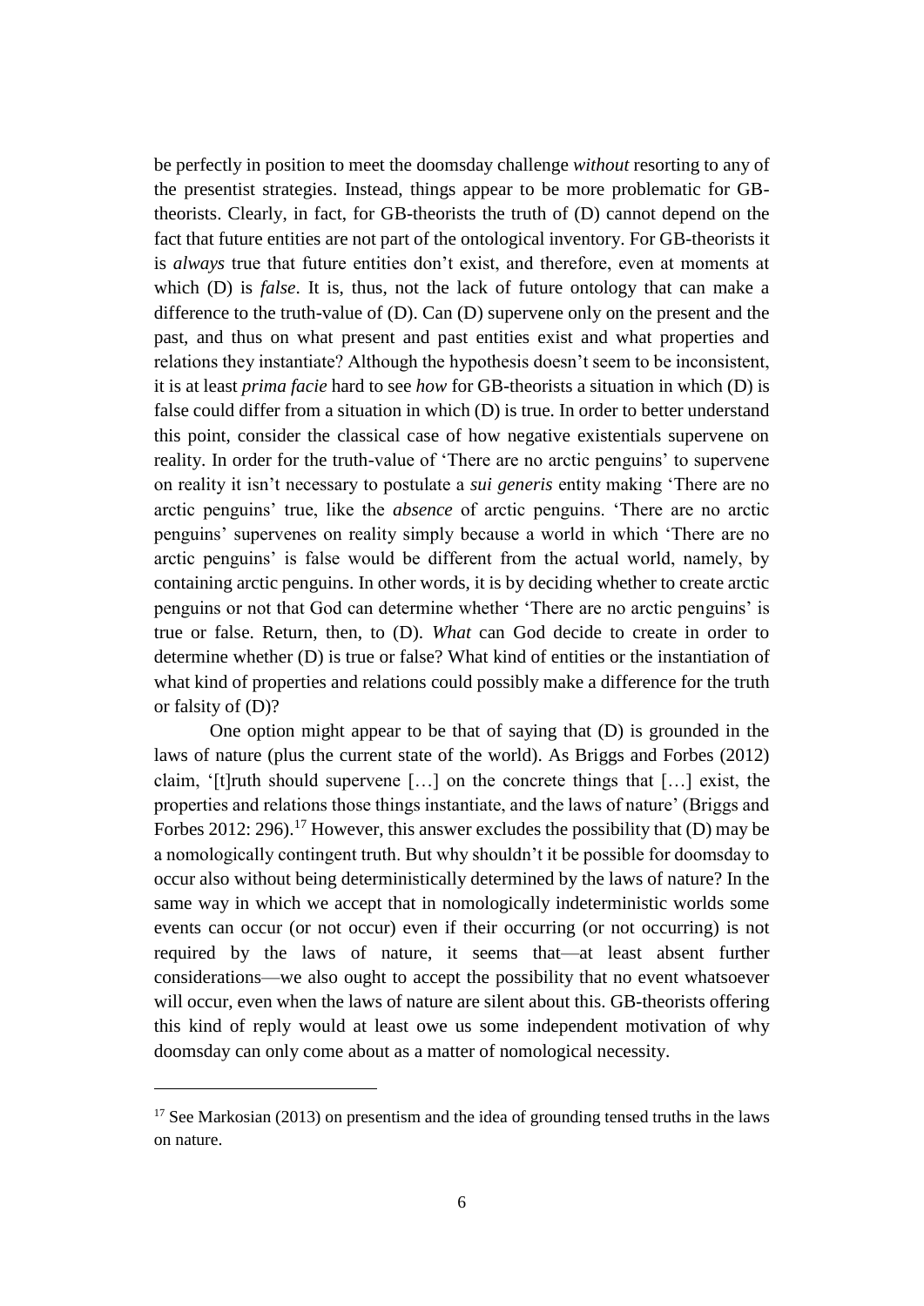be perfectly in position to meet the doomsday challenge *without* resorting to any of the presentist strategies. Instead, things appear to be more problematic for GB-theorists. Clearly, in fact, for GB-theorists the truth of (D) cannot depend on the fact that future entities are not part of the ontological inventory. For GB-theorists it is *always* true that future entities don't exist, and therefore, even at moments at which (D) is *false*. It is, thus, not the lack of future ontology that can make a difference to the truth-value of (D). Can (D) supervene only on the present and the past, and thus on what present and past entities exist and what properties and relations they instantiate? Although the hypothesis doesn't seem to be inconsistent, it is at least *prima facie* hard to see *how* for GB-theorists a situation in which (D) is false could differ from a situation in which (D) is true. In order to better understand this point, consider the classical case of how negative existentials supervene on reality. In order for the truth-value of 'There are no arctic penguins' to supervene on reality it isn't necessary to postulate a *sui generis* entity making 'There are no arctic penguins' true, like the *absence* of arctic penguins. 'There are no arctic penguins' supervenes on reality simply because a world in which 'There are no arctic penguins' is false would be different from the actual world, namely, by containing arctic penguins. In other words, it is by deciding whether to create arctic penguins or not that God can determine whether 'There are no arctic penguins' is true or false. Return, then, to (D). *What* can God decide to create in order to determine whether (D) is true or false? What kind of entities or the instantiation of what kind of properties and relations could possibly make a difference for the truth or falsity of (D)?

One option might appear to be that of saying that (D) is grounded in the laws of nature (plus the current state of the world). As Briggs and Forbes (2012) claim, '[t]ruth should supervene […] on the concrete things that […] exist, the properties and relations those things instantiate, and the laws of nature' (Briggs and Forbes 2012: 296).[17] However, this answer excludes the possibility that (D) may be a nomologically contingent truth. But why shouldn't it be possible for doomsday to occur also without being deterministically determined by the laws of nature? In the same way in which we accept that in nomologically indeterministic worlds some events can occur (or not occur) even if their occurring (or not occurring) is not required by the laws of nature, it seems that—at least absent further considerations—we also ought to accept the possibility that no event whatsoever will occur, even when the laws of nature are silent about this. GB-theorists offering this kind of reply would at least owe us some independent motivation of why doomsday can only come about as a matter of nomological necessity.

[17] See Markosian (2013) on presentism and the idea of grounding tensed truths in the laws on nature.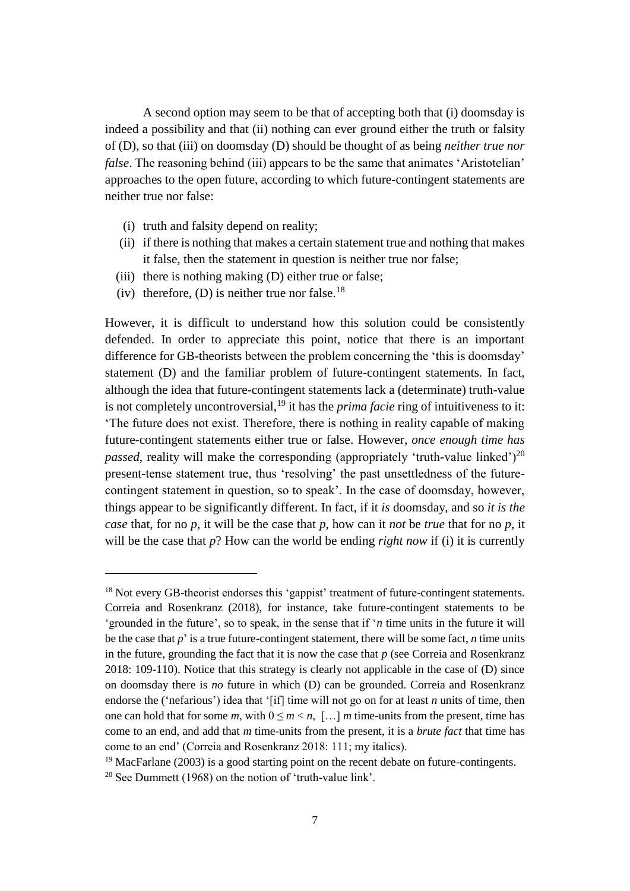A second option may seem to be that of accepting both that (i) doomsday is indeed a possibility and that (ii) nothing can ever ground either the truth or falsity of (D), so that (iii) on doomsday (D) should be thought of as being *neither true nor false*. The reasoning behind (iii) appears to be the same that animates 'Aristotelian' approaches to the open future, according to which future-contingent statements are neither true nor false:

(i) truth and falsity depend on reality;
(ii) if there is nothing that makes a certain statement true and nothing that makes it false, then the statement in question is neither true nor false;
(iii) there is nothing making (D) either true or false;
(iv) therefore, (D) is neither true nor false.[18]

However, it is difficult to understand how this solution could be consistently defended. In order to appreciate this point, notice that there is an important difference for GB-theorists between the problem concerning the 'this is doomsday' statement (D) and the familiar problem of future-contingent statements. In fact, although the idea that future-contingent statements lack a (determinate) truth-value is not completely uncontroversial,[19] it has the *prima facie* ring of intuitiveness to it: 'The future does not exist. Therefore, there is nothing in reality capable of making future-contingent statements either true or false. However, *once enough time has passed*, reality will make the corresponding (appropriately 'truth-value linked')[20] present-tense statement true, thus 'resolving' the past unsettledness of the future-contingent statement in question, so to speak'. In the case of doomsday, however, things appear to be significantly different. In fact, if it *is* doomsday, and so *it is the case* that, for no *p*, it will be the case that *p*, how can it *not* be *true* that for no *p*, it will be the case that *p*? How can the world be ending *right now* if (i) it is currently

---

[18] Not every GB-theorist endorses this 'gappist' treatment of future-contingent statements. Correia and Rosenkranz (2018), for instance, take future-contingent statements to be 'grounded in the future', so to speak, in the sense that if '*n* time units in the future it will be the case that *p*' is a true future-contingent statement, there will be some fact, *n* time units in the future, grounding the fact that it is now the case that *p* (see Correia and Rosenkranz 2018: 109-110). Notice that this strategy is clearly not applicable in the case of (D) since on doomsday there is *no* future in which (D) can be grounded. Correia and Rosenkranz endorse the ('nefarious') idea that '[if] time will not go on for at least *n* units of time, then one can hold that for some *m*, with $0 \leq m < n$, […] *m* time-units from the present, time has come to an end, and add that *m* time-units from the present, it is a *brute fact* that time has come to an end' (Correia and Rosenkranz 2018: 111; my italics).

[19] MacFarlane (2003) is a good starting point on the recent debate on future-contingents.

[20] See Dummett (1968) on the notion of 'truth-value link'.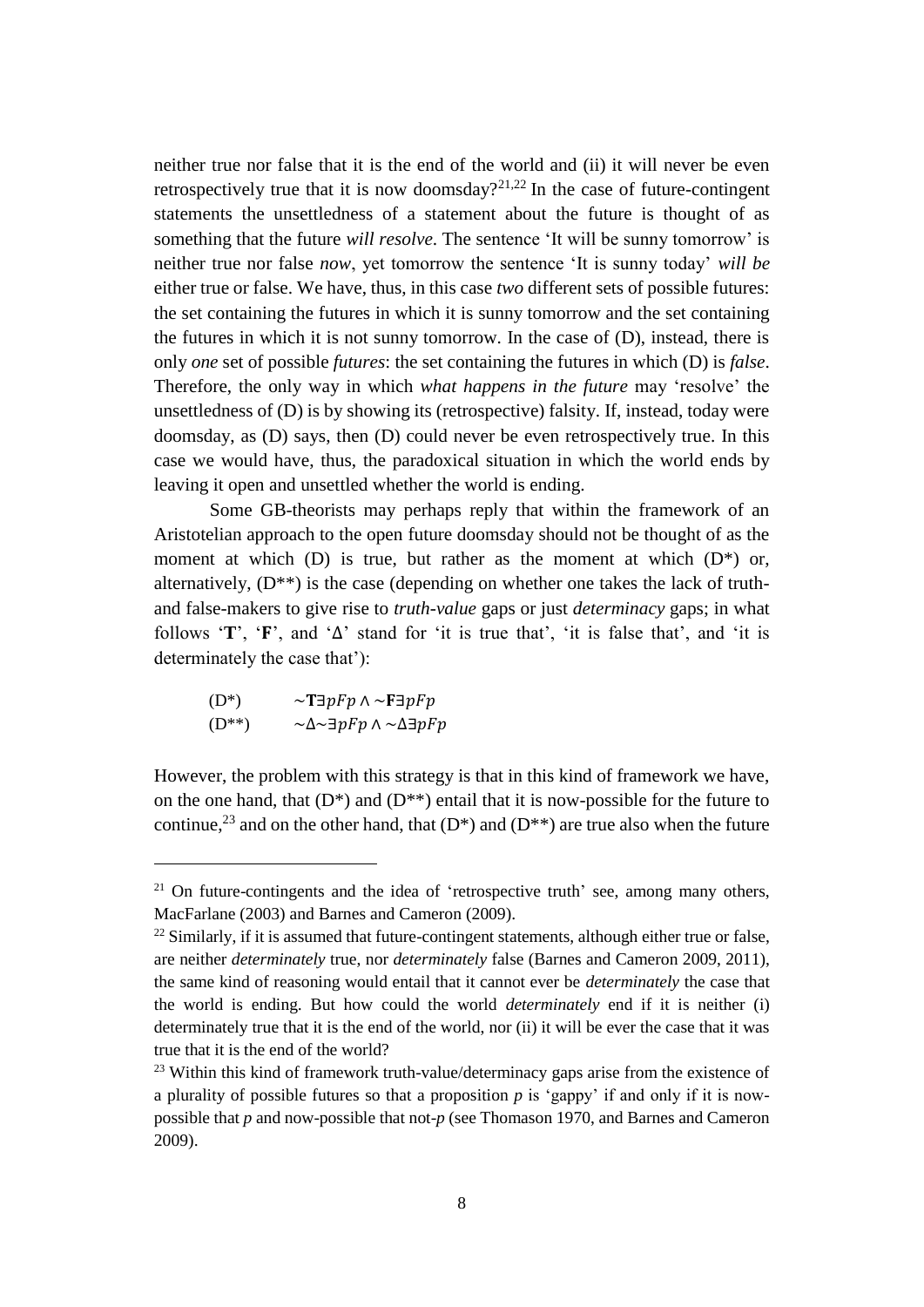neither true nor false that it is the end of the world and (ii) it will never be even retrospectively true that it is now doomsday?[21,22] In the case of future-contingent statements the unsettledness of a statement about the future is thought of as something that the future *will resolve*. The sentence 'It will be sunny tomorrow' is neither true nor false *now*, yet tomorrow the sentence 'It is sunny today' *will be* either true or false. We have, thus, in this case *two* different sets of possible futures: the set containing the futures in which it is sunny tomorrow and the set containing the futures in which it is not sunny tomorrow. In the case of (D), instead, there is only *one* set of possible *futures*: the set containing the futures in which (D) is *false*. Therefore, the only way in which *what happens in the future* may 'resolve' the unsettledness of (D) is by showing its (retrospective) falsity. If, instead, today were doomsday, as (D) says, then (D) could never be even retrospectively true. In this case we would have, thus, the paradoxical situation in which the world ends by leaving it open and unsettled whether the world is ending.

Some GB-theorists may perhaps reply that within the framework of an Aristotelian approach to the open future doomsday should not be thought of as the moment at which (D) is true, but rather as the moment at which (D*) or, alternatively, (D**) is the case (depending on whether one takes the lack of truth- and false-makers to give rise to *truth-value* gaps or just *determinacy* gaps; in what follows '**T**', '**F**', and 'Δ' stand for 'it is true that', 'it is false that', and 'it is determinately the case that'):

(D*) $\sim\mathbf{T}\exists pFp \wedge \sim\mathbf{F}\exists pFp$

(D**) $\sim\Delta\sim\exists pFp \wedge \sim\Delta\exists pFp$

However, the problem with this strategy is that in this kind of framework we have, on the one hand, that (D*) and (D**) entail that it is now-possible for the future to continue,[23] and on the other hand, that (D*) and (D**) are true also when the future

---

[21] On future-contingents and the idea of 'retrospective truth' see, among many others, MacFarlane (2003) and Barnes and Cameron (2009).

[22] Similarly, if it is assumed that future-contingent statements, although either true or false, are neither *determinately* true, nor *determinately* false (Barnes and Cameron 2009, 2011), the same kind of reasoning would entail that it cannot ever be *determinately* the case that the world is ending. But how could the world *determinately* end if it is neither (i) determinately true that it is the end of the world, nor (ii) it will be ever the case that it was true that it is the end of the world?

[23] Within this kind of framework truth-value/determinacy gaps arise from the existence of a plurality of possible futures so that a proposition $p$ is 'gappy' if and only if it is now-possible that $p$ and now-possible that not-$p$ (see Thomason 1970, and Barnes and Cameron 2009).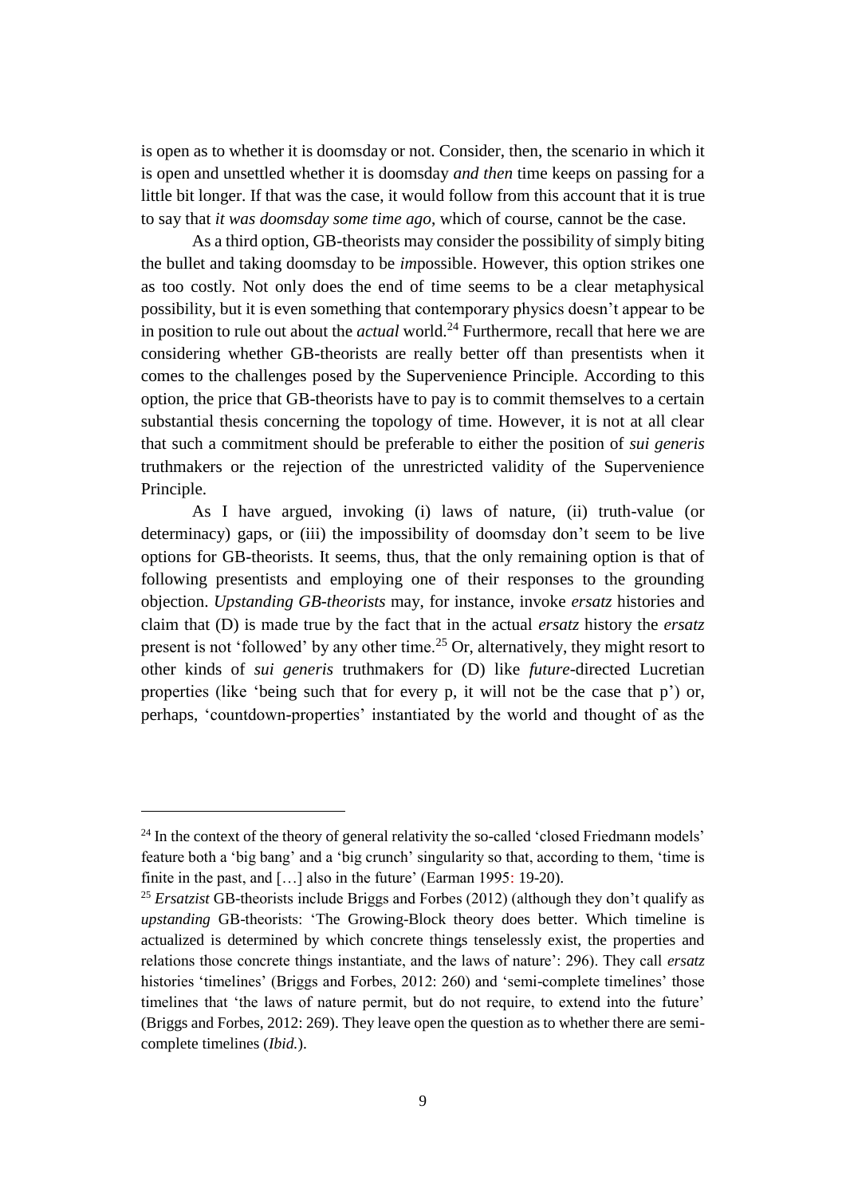is open as to whether it is doomsday or not. Consider, then, the scenario in which it is open and unsettled whether it is doomsday *and then* time keeps on passing for a little bit longer. If that was the case, it would follow from this account that it is true to say that *it was doomsday some time ago*, which of course, cannot be the case.

As a third option, GB-theorists may consider the possibility of simply biting the bullet and taking doomsday to be *im*possible. However, this option strikes one as too costly. Not only does the end of time seems to be a clear metaphysical possibility, but it is even something that contemporary physics doesn't appear to be in position to rule out about the *actual* world.[24] Furthermore, recall that here we are considering whether GB-theorists are really better off than presentists when it comes to the challenges posed by the Supervenience Principle. According to this option, the price that GB-theorists have to pay is to commit themselves to a certain substantial thesis concerning the topology of time. However, it is not at all clear that such a commitment should be preferable to either the position of *sui generis* truthmakers or the rejection of the unrestricted validity of the Supervenience Principle.

As I have argued, invoking (i) laws of nature, (ii) truth-value (or determinacy) gaps, or (iii) the impossibility of doomsday don't seem to be live options for GB-theorists. It seems, thus, that the only remaining option is that of following presentists and employing one of their responses to the grounding objection. *Upstanding GB-theorists* may, for instance, invoke *ersatz* histories and claim that (D) is made true by the fact that in the actual *ersatz* history the *ersatz* present is not 'followed' by any other time.[25] Or, alternatively, they might resort to other kinds of *sui generis* truthmakers for (D) like *future*-directed Lucretian properties (like 'being such that for every p, it will not be the case that p') or, perhaps, 'countdown-properties' instantiated by the world and thought of as the

---

[24] In the context of the theory of general relativity the so-called 'closed Friedmann models' feature both a 'big bang' and a 'big crunch' singularity so that, according to them, 'time is finite in the past, and […] also in the future' (Earman 1995: 19-20).

[25] *Ersatzist* GB-theorists include Briggs and Forbes (2012) (although they don't qualify as *upstanding* GB-theorists: 'The Growing-Block theory does better. Which timeline is actualized is determined by which concrete things tenselessly exist, the properties and relations those concrete things instantiate, and the laws of nature': 296). They call *ersatz* histories 'timelines' (Briggs and Forbes, 2012: 260) and 'semi-complete timelines' those timelines that 'the laws of nature permit, but do not require, to extend into the future' (Briggs and Forbes, 2012: 269). They leave open the question as to whether there are semi-complete timelines (*Ibid.*).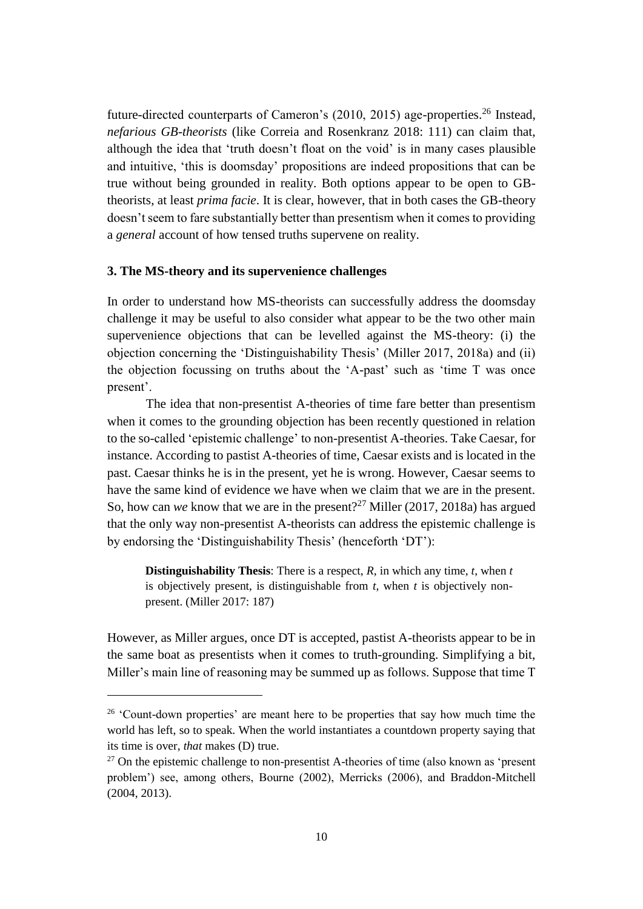future-directed counterparts of Cameron's (2010, 2015) age-properties.[26] Instead, *nefarious GB-theorists* (like Correia and Rosenkranz 2018: 111) can claim that, although the idea that 'truth doesn't float on the void' is in many cases plausible and intuitive, 'this is doomsday' propositions are indeed propositions that can be true without being grounded in reality. Both options appear to be open to GB-theorists, at least *prima facie*. It is clear, however, that in both cases the GB-theory doesn't seem to fare substantially better than presentism when it comes to providing a *general* account of how tensed truths supervene on reality.

### 3. The MS-theory and its supervenience challenges

In order to understand how MS-theorists can successfully address the doomsday challenge it may be useful to also consider what appear to be the two other main supervenience objections that can be levelled against the MS-theory: (i) the objection concerning the 'Distinguishability Thesis' (Miller 2017, 2018a) and (ii) the objection focussing on truths about the 'A-past' such as 'time T was once present'.

The idea that non-presentist A-theories of time fare better than presentism when it comes to the grounding objection has been recently questioned in relation to the so-called 'epistemic challenge' to non-presentist A-theories. Take Caesar, for instance. According to pastist A-theories of time, Caesar exists and is located in the past. Caesar thinks he is in the present, yet he is wrong. However, Caesar seems to have the same kind of evidence we have when we claim that we are in the present. So, how can *we* know that we are in the present?[27] Miller (2017, 2018a) has argued that the only way non-presentist A-theorists can address the epistemic challenge is by endorsing the 'Distinguishability Thesis' (henceforth 'DT'):

> **Distinguishability Thesis**: There is a respect, *R*, in which any time, *t*, when *t* is objectively present, is distinguishable from *t*, when *t* is objectively non-present. (Miller 2017: 187)

However, as Miller argues, once DT is accepted, pastist A-theorists appear to be in the same boat as presentists when it comes to truth-grounding. Simplifying a bit, Miller's main line of reasoning may be summed up as follows. Suppose that time T

---

[26] 'Count-down properties' are meant here to be properties that say how much time the world has left, so to speak. When the world instantiates a countdown property saying that its time is over, *that* makes (D) true.

[27] On the epistemic challenge to non-presentist A-theories of time (also known as 'present problem') see, among others, Bourne (2002), Merricks (2006), and Braddon-Mitchell (2004, 2013).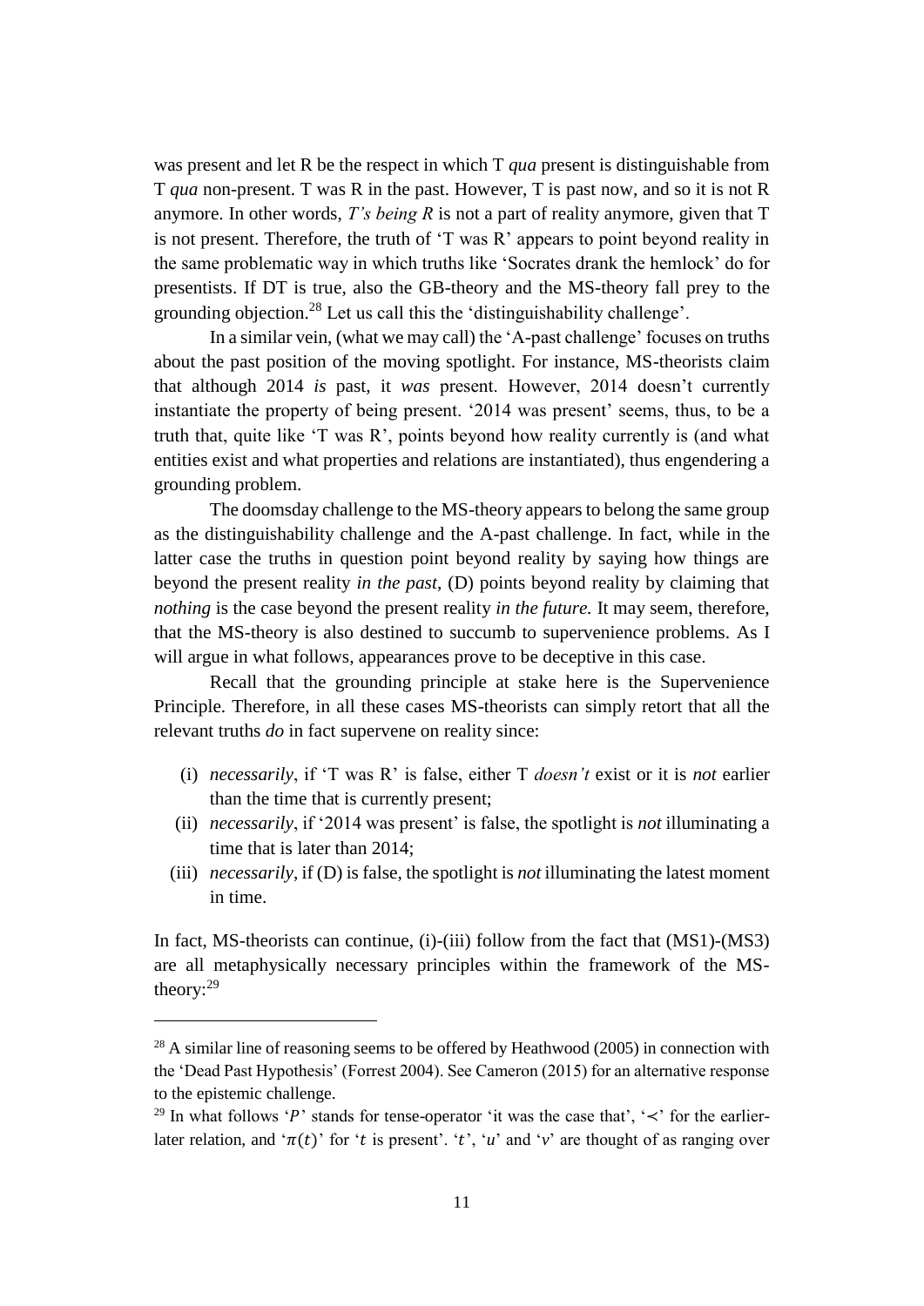was present and let R be the respect in which T *qua* present is distinguishable from T *qua* non-present. T was R in the past. However, T is past now, and so it is not R anymore. In other words, *T's being R* is not a part of reality anymore, given that T is not present. Therefore, the truth of 'T was R' appears to point beyond reality in the same problematic way in which truths like 'Socrates drank the hemlock' do for presentists. If DT is true, also the GB-theory and the MS-theory fall prey to the grounding objection.[28] Let us call this the 'distinguishability challenge'.

In a similar vein, (what we may call) the 'A-past challenge' focuses on truths about the past position of the moving spotlight. For instance, MS-theorists claim that although 2014 *is* past, it *was* present. However, 2014 doesn't currently instantiate the property of being present. '2014 was present' seems, thus, to be a truth that, quite like 'T was R', points beyond how reality currently is (and what entities exist and what properties and relations are instantiated), thus engendering a grounding problem.

The doomsday challenge to the MS-theory appears to belong the same group as the distinguishability challenge and the A-past challenge. In fact, while in the latter case the truths in question point beyond reality by saying how things are beyond the present reality *in the past*, (D) points beyond reality by claiming that *nothing* is the case beyond the present reality *in the future.* It may seem, therefore, that the MS-theory is also destined to succumb to supervenience problems. As I will argue in what follows, appearances prove to be deceptive in this case.

Recall that the grounding principle at stake here is the Supervenience Principle. Therefore, in all these cases MS-theorists can simply retort that all the relevant truths *do* in fact supervene on reality since:

(i) *necessarily*, if 'T was R' is false, either T *doesn't* exist or it is *not* earlier than the time that is currently present;
(ii) *necessarily*, if '2014 was present' is false, the spotlight is *not* illuminating a time that is later than 2014;
(iii) *necessarily*, if (D) is false, the spotlight is *not* illuminating the latest moment in time.

In fact, MS-theorists can continue, (i)-(iii) follow from the fact that (MS1)-(MS3) are all metaphysically necessary principles within the framework of the MS-theory:[29]

---

[28] A similar line of reasoning seems to be offered by Heathwood (2005) in connection with the 'Dead Past Hypothesis' (Forrest 2004). See Cameron (2015) for an alternative response to the epistemic challenge.

[29] In what follows '$P$' stands for tense-operator 'it was the case that', '$\prec$' for the earlier-later relation, and '$\pi(t)$' for '$t$ is present'. '$t$', '$u$' and '$v$' are thought of as ranging over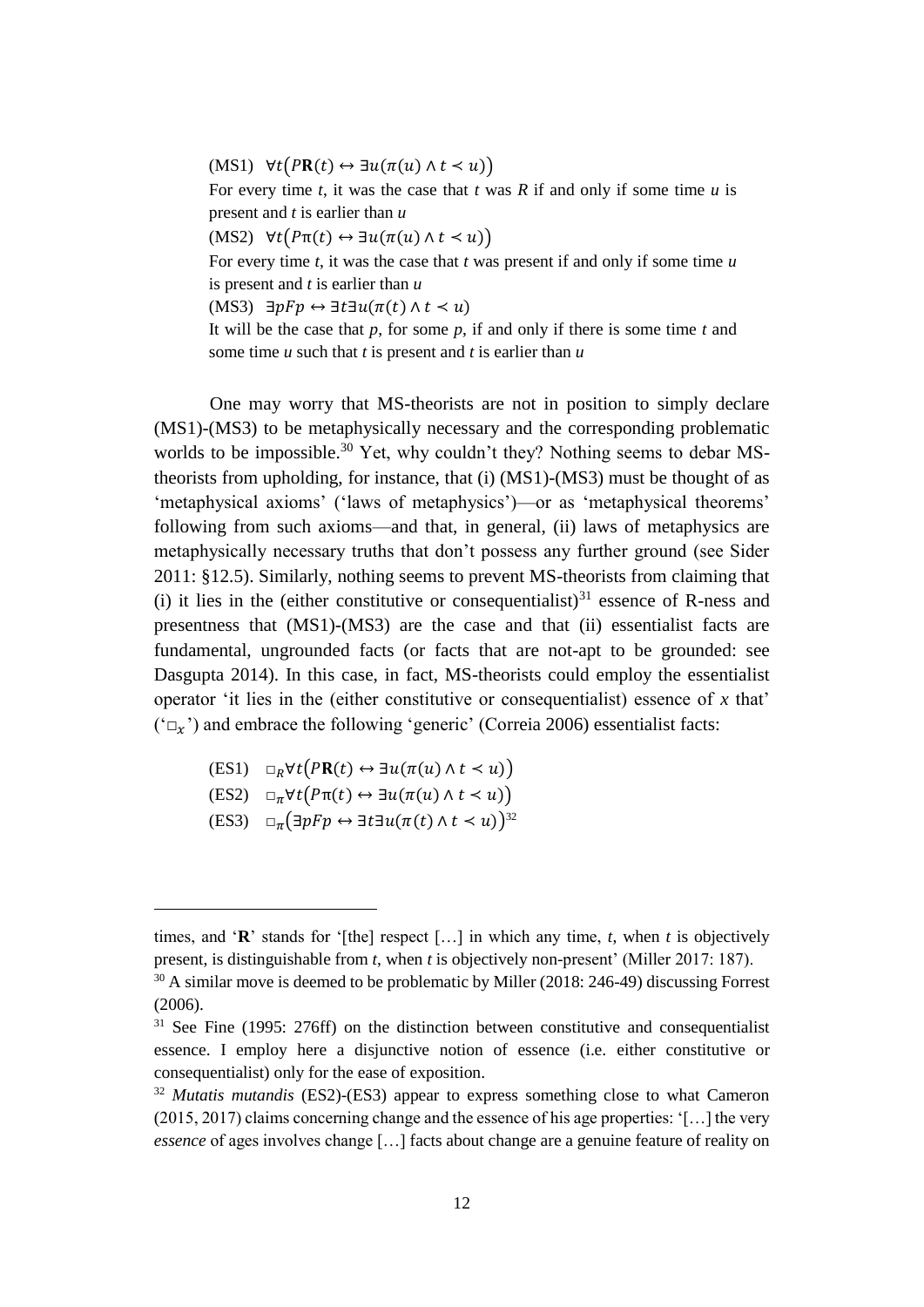(MS1) $\forall t(P\mathbf{R}(t) \leftrightarrow \exists u(\pi(u) \wedge t \prec u))$

For every time *t*, it was the case that *t* was *R* if and only if some time *u* is present and *t* is earlier than *u*

(MS2) $\forall t(P\pi(t) \leftrightarrow \exists u(\pi(u) \wedge t \prec u))$

For every time *t*, it was the case that *t* was present if and only if some time *u* is present and *t* is earlier than *u*

(MS3) $\exists pFp \leftrightarrow \exists t \exists u(\pi(t) \wedge t \prec u)$

It will be the case that *p*, for some *p*, if and only if there is some time *t* and some time *u* such that *t* is present and *t* is earlier than *u*

One may worry that MS-theorists are not in position to simply declare (MS1)-(MS3) to be metaphysically necessary and the corresponding problematic worlds to be impossible.[30] Yet, why couldn't they? Nothing seems to debar MS-theorists from upholding, for instance, that (i) (MS1)-(MS3) must be thought of as 'metaphysical axioms' ('laws of metaphysics')—or as 'metaphysical theorems' following from such axioms—and that, in general, (ii) laws of metaphysics are metaphysically necessary truths that don't possess any further ground (see Sider 2011: §12.5). Similarly, nothing seems to prevent MS-theorists from claiming that (i) it lies in the (either constitutive or consequentialist)[31] essence of R-ness and presentness that (MS1)-(MS3) are the case and that (ii) essentialist facts are fundamental, ungrounded facts (or facts that are not-apt to be grounded: see Dasgupta 2014). In this case, in fact, MS-theorists could employ the essentialist operator 'it lies in the (either constitutive or consequentialist) essence of *x* that' ('$\Box_x$') and embrace the following 'generic' (Correia 2006) essentialist facts:

(ES1) $\Box_R \forall t(P\mathbf{R}(t) \leftrightarrow \exists u(\pi(u) \wedge t \prec u))$

(ES2) $\Box_\pi \forall t(P\pi(t) \leftrightarrow \exists u(\pi(u) \wedge t \prec u))$

(ES3) $\Box_\pi(\exists pFp \leftrightarrow \exists t \exists u(\pi(t) \wedge t \prec u))$[32]

---

times, and '**R**' stands for '[the] respect […] in which any time, *t*, when *t* is objectively present, is distinguishable from *t*, when *t* is objectively non-present' (Miller 2017: 187).

[30] A similar move is deemed to be problematic by Miller (2018: 246-49) discussing Forrest (2006).

[31] See Fine (1995: 276ff) on the distinction between constitutive and consequentialist essence. I employ here a disjunctive notion of essence (i.e. either constitutive or consequentialist) only for the ease of exposition.

[32] *Mutatis mutandis* (ES2)-(ES3) appear to express something close to what Cameron (2015, 2017) claims concerning change and the essence of his age properties: '[…] the very *essence* of ages involves change […] facts about change are a genuine feature of reality on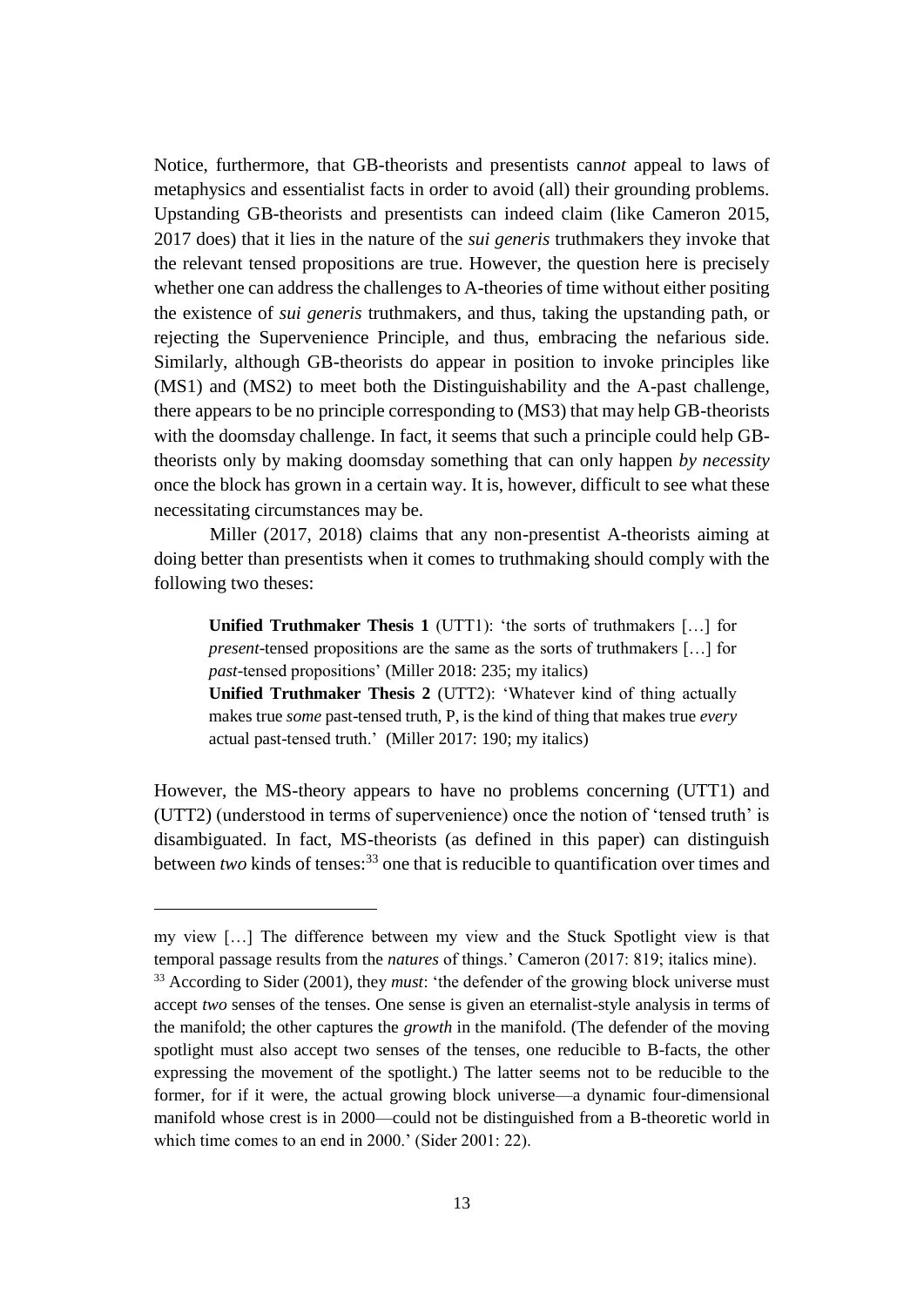Notice, furthermore, that GB-theorists and presentists can*not* appeal to laws of metaphysics and essentialist facts in order to avoid (all) their grounding problems. Upstanding GB-theorists and presentists can indeed claim (like Cameron 2015, 2017 does) that it lies in the nature of the *sui generis* truthmakers they invoke that the relevant tensed propositions are true. However, the question here is precisely whether one can address the challenges to A-theories of time without either positing the existence of *sui generis* truthmakers, and thus, taking the upstanding path, or rejecting the Supervenience Principle, and thus, embracing the nefarious side. Similarly, although GB-theorists do appear in position to invoke principles like (MS1) and (MS2) to meet both the Distinguishability and the A-past challenge, there appears to be no principle corresponding to (MS3) that may help GB-theorists with the doomsday challenge. In fact, it seems that such a principle could help GB-theorists only by making doomsday something that can only happen *by necessity* once the block has grown in a certain way. It is, however, difficult to see what these necessitating circumstances may be.

Miller (2017, 2018) claims that any non-presentist A-theorists aiming at doing better than presentists when it comes to truthmaking should comply with the following two theses:

> **Unified Truthmaker Thesis 1** (UTT1): 'the sorts of truthmakers […] for *present*-tensed propositions are the same as the sorts of truthmakers […] for *past*-tensed propositions' (Miller 2018: 235; my italics)
> **Unified Truthmaker Thesis 2** (UTT2): 'Whatever kind of thing actually makes true *some* past-tensed truth, P, is the kind of thing that makes true *every* actual past-tensed truth.' (Miller 2017: 190; my italics)

However, the MS-theory appears to have no problems concerning (UTT1) and (UTT2) (understood in terms of supervenience) once the notion of 'tensed truth' is disambiguated. In fact, MS-theorists (as defined in this paper) can distinguish between *two* kinds of tenses:[33] one that is reducible to quantification over times and

---

my view […] The difference between my view and the Stuck Spotlight view is that temporal passage results from the *natures* of things.' Cameron (2017: 819; italics mine).

[33] According to Sider (2001), they *must*: 'the defender of the growing block universe must accept *two* senses of the tenses. One sense is given an eternalist-style analysis in terms of the manifold; the other captures the *growth* in the manifold. (The defender of the moving spotlight must also accept two senses of the tenses, one reducible to B-facts, the other expressing the movement of the spotlight.) The latter seems not to be reducible to the former, for if it were, the actual growing block universe—a dynamic four-dimensional manifold whose crest is in 2000—could not be distinguished from a B-theoretic world in which time comes to an end in 2000.' (Sider 2001: 22).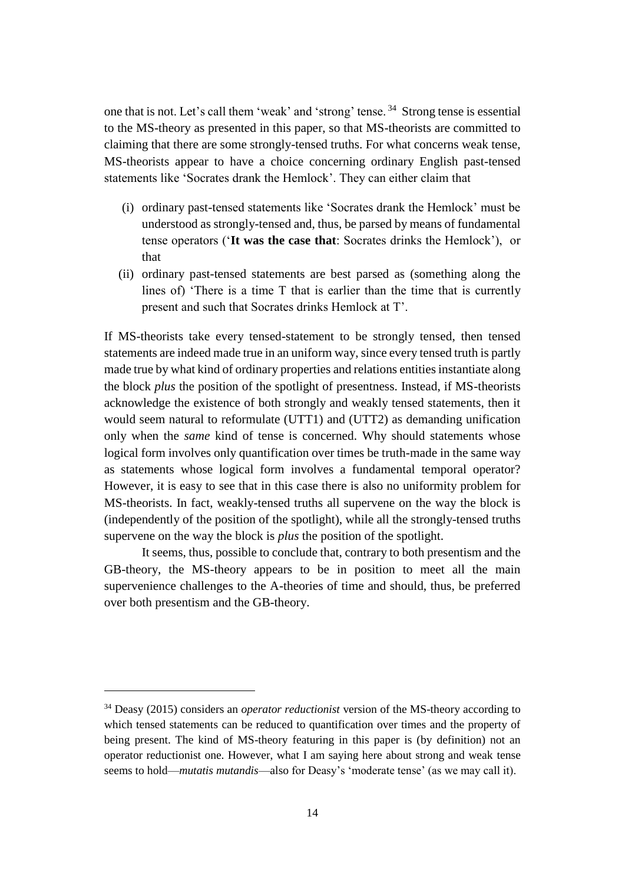one that is not. Let's call them 'weak' and 'strong' tense.[34] Strong tense is essential to the MS-theory as presented in this paper, so that MS-theorists are committed to claiming that there are some strongly-tensed truths. For what concerns weak tense, MS-theorists appear to have a choice concerning ordinary English past-tensed statements like 'Socrates drank the Hemlock'. They can either claim that

(i) ordinary past-tensed statements like 'Socrates drank the Hemlock' must be understood as strongly-tensed and, thus, be parsed by means of fundamental tense operators ('**It was the case that**: Socrates drinks the Hemlock'), or that
(ii) ordinary past-tensed statements are best parsed as (something along the lines of) 'There is a time T that is earlier than the time that is currently present and such that Socrates drinks Hemlock at T'.

If MS-theorists take every tensed-statement to be strongly tensed, then tensed statements are indeed made true in an uniform way, since every tensed truth is partly made true by what kind of ordinary properties and relations entities instantiate along the block *plus* the position of the spotlight of presentness. Instead, if MS-theorists acknowledge the existence of both strongly and weakly tensed statements, then it would seem natural to reformulate (UTT1) and (UTT2) as demanding unification only when the *same* kind of tense is concerned. Why should statements whose logical form involves only quantification over times be truth-made in the same way as statements whose logical form involves a fundamental temporal operator? However, it is easy to see that in this case there is also no uniformity problem for MS-theorists. In fact, weakly-tensed truths all supervene on the way the block is (independently of the position of the spotlight), while all the strongly-tensed truths supervene on the way the block is *plus* the position of the spotlight.

It seems, thus, possible to conclude that, contrary to both presentism and the GB-theory, the MS-theory appears to be in position to meet all the main supervenience challenges to the A-theories of time and should, thus, be preferred over both presentism and the GB-theory.

[34] Deasy (2015) considers an *operator reductionist* version of the MS-theory according to which tensed statements can be reduced to quantification over times and the property of being present. The kind of MS-theory featuring in this paper is (by definition) not an operator reductionist one. However, what I am saying here about strong and weak tense seems to hold—*mutatis mutandis*—also for Deasy's 'moderate tense' (as we may call it).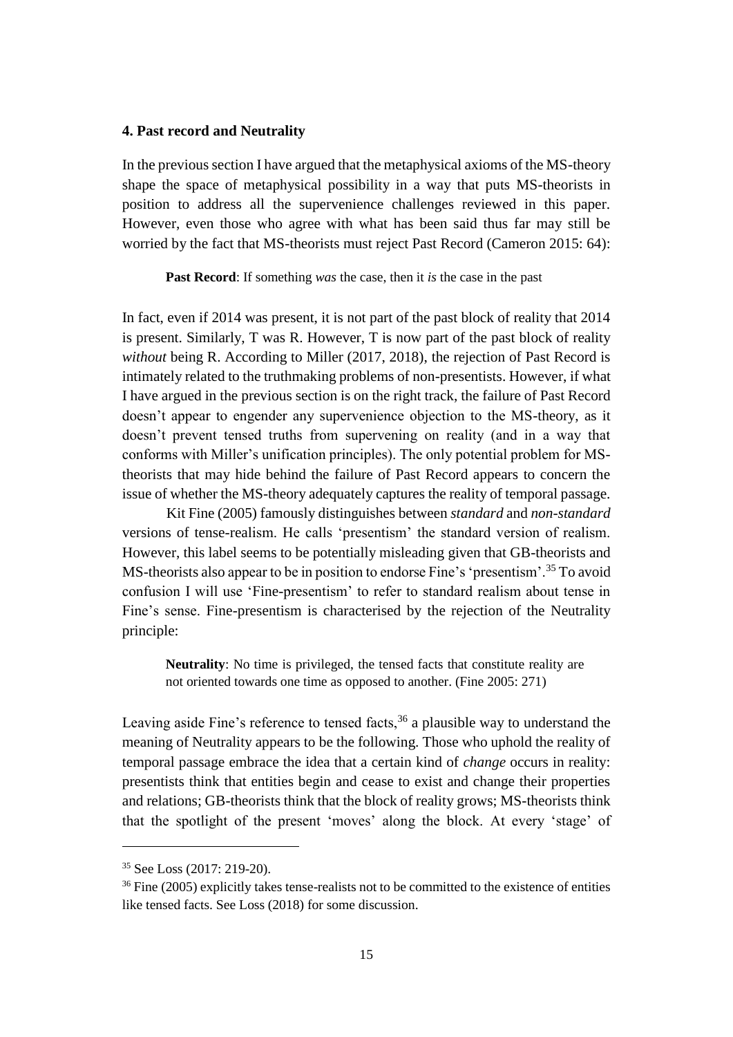### 4. Past record and Neutrality

In the previous section I have argued that the metaphysical axioms of the MS-theory shape the space of metaphysical possibility in a way that puts MS-theorists in position to address all the supervenience challenges reviewed in this paper. However, even those who agree with what has been said thus far may still be worried by the fact that MS-theorists must reject Past Record (Cameron 2015: 64):

> **Past Record**: If something *was* the case, then it *is* the case in the past

In fact, even if 2014 was present, it is not part of the past block of reality that 2014 is present. Similarly, T was R. However, T is now part of the past block of reality *without* being R. According to Miller (2017, 2018), the rejection of Past Record is intimately related to the truthmaking problems of non-presentists. However, if what I have argued in the previous section is on the right track, the failure of Past Record doesn't appear to engender any supervenience objection to the MS-theory, as it doesn't prevent tensed truths from supervening on reality (and in a way that conforms with Miller's unification principles). The only potential problem for MS-theorists that may hide behind the failure of Past Record appears to concern the issue of whether the MS-theory adequately captures the reality of temporal passage.

Kit Fine (2005) famously distinguishes between *standard* and *non-standard* versions of tense-realism. He calls 'presentism' the standard version of realism. However, this label seems to be potentially misleading given that GB-theorists and MS-theorists also appear to be in position to endorse Fine's 'presentism'.[35] To avoid confusion I will use 'Fine-presentism' to refer to standard realism about tense in Fine's sense. Fine-presentism is characterised by the rejection of the Neutrality principle:

> **Neutrality**: No time is privileged, the tensed facts that constitute reality are not oriented towards one time as opposed to another. (Fine 2005: 271)

Leaving aside Fine's reference to tensed facts,[36] a plausible way to understand the meaning of Neutrality appears to be the following. Those who uphold the reality of temporal passage embrace the idea that a certain kind of *change* occurs in reality: presentists think that entities begin and cease to exist and change their properties and relations; GB-theorists think that the block of reality grows; MS-theorists think that the spotlight of the present 'moves' along the block. At every 'stage' of

---

[35] See Loss (2017: 219-20).

[36] Fine (2005) explicitly takes tense-realists not to be committed to the existence of entities like tensed facts. See Loss (2018) for some discussion.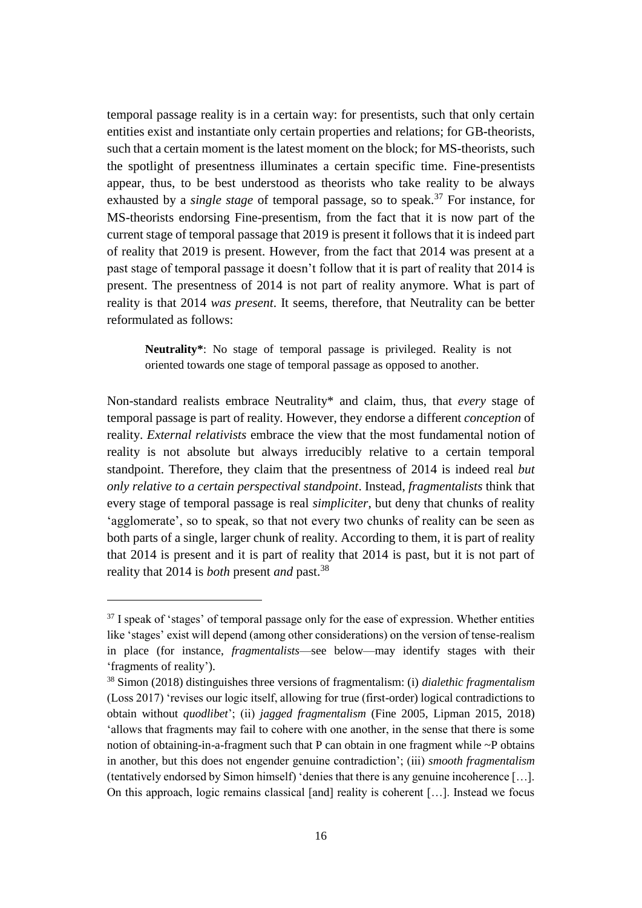temporal passage reality is in a certain way: for presentists, such that only certain entities exist and instantiate only certain properties and relations; for GB-theorists, such that a certain moment is the latest moment on the block; for MS-theorists, such the spotlight of presentness illuminates a certain specific time. Fine-presentists appear, thus, to be best understood as theorists who take reality to be always exhausted by a *single stage* of temporal passage, so to speak.[37] For instance, for MS-theorists endorsing Fine-presentism, from the fact that it is now part of the current stage of temporal passage that 2019 is present it follows that it is indeed part of reality that 2019 is present. However, from the fact that 2014 was present at a past stage of temporal passage it doesn't follow that it is part of reality that 2014 is present. The presentness of 2014 is not part of reality anymore. What is part of reality is that 2014 *was present*. It seems, therefore, that Neutrality can be better reformulated as follows:

> **Neutrality***: No stage of temporal passage is privileged. Reality is not oriented towards one stage of temporal passage as opposed to another.

Non-standard realists embrace Neutrality* and claim, thus, that *every* stage of temporal passage is part of reality. However, they endorse a different *conception* of reality. *External relativists* embrace the view that the most fundamental notion of reality is not absolute but always irreducibly relative to a certain temporal standpoint. Therefore, they claim that the presentness of 2014 is indeed real *but only relative to a certain perspectival standpoint*. Instead, *fragmentalists* think that every stage of temporal passage is real *simpliciter*, but deny that chunks of reality 'agglomerate', so to speak, so that not every two chunks of reality can be seen as both parts of a single, larger chunk of reality. According to them, it is part of reality that 2014 is present and it is part of reality that 2014 is past, but it is not part of reality that 2014 is *both* present *and* past.[38]

---

[37] I speak of 'stages' of temporal passage only for the ease of expression. Whether entities like 'stages' exist will depend (among other considerations) on the version of tense-realism in place (for instance, *fragmentalists*—see below—may identify stages with their 'fragments of reality').

[38] Simon (2018) distinguishes three versions of fragmentalism: (i) *dialethic fragmentalism* (Loss 2017) 'revises our logic itself, allowing for true (first-order) logical contradictions to obtain without *quodlibet*'; (ii) *jagged fragmentalism* (Fine 2005, Lipman 2015, 2018) 'allows that fragments may fail to cohere with one another, in the sense that there is some notion of obtaining-in-a-fragment such that P can obtain in one fragment while ~P obtains in another, but this does not engender genuine contradiction'; (iii) *smooth fragmentalism* (tentatively endorsed by Simon himself) 'denies that there is any genuine incoherence […]. On this approach, logic remains classical [and] reality is coherent […]. Instead we focus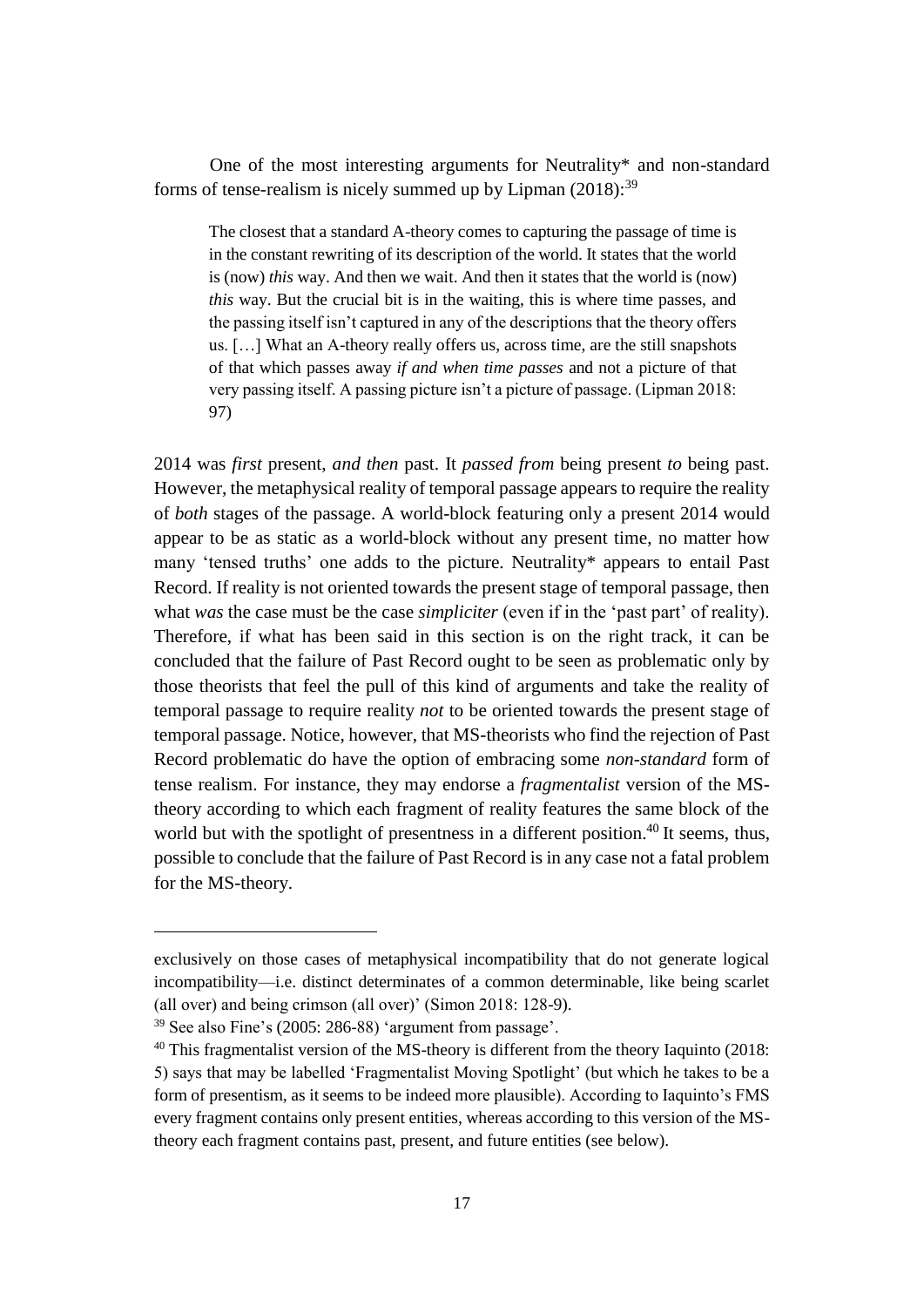One of the most interesting arguments for Neutrality* and non-standard forms of tense-realism is nicely summed up by Lipman (2018):[39]

> The closest that a standard A-theory comes to capturing the passage of time is in the constant rewriting of its description of the world. It states that the world is (now) *this* way. And then we wait. And then it states that the world is (now) *this* way. But the crucial bit is in the waiting, this is where time passes, and the passing itself isn't captured in any of the descriptions that the theory offers us. […] What an A-theory really offers us, across time, are the still snapshots of that which passes away *if and when time passes* and not a picture of that very passing itself. A passing picture isn't a picture of passage. (Lipman 2018: 97)

2014 was *first* present, *and then* past. It *passed from* being present *to* being past. However, the metaphysical reality of temporal passage appears to require the reality of *both* stages of the passage. A world-block featuring only a present 2014 would appear to be as static as a world-block without any present time, no matter how many 'tensed truths' one adds to the picture. Neutrality* appears to entail Past Record. If reality is not oriented towards the present stage of temporal passage, then what *was* the case must be the case *simpliciter* (even if in the 'past part' of reality). Therefore, if what has been said in this section is on the right track, it can be concluded that the failure of Past Record ought to be seen as problematic only by those theorists that feel the pull of this kind of arguments and take the reality of temporal passage to require reality *not* to be oriented towards the present stage of temporal passage. Notice, however, that MS-theorists who find the rejection of Past Record problematic do have the option of embracing some *non-standard* form of tense realism. For instance, they may endorse a *fragmentalist* version of the MS-theory according to which each fragment of reality features the same block of the world but with the spotlight of presentness in a different position.[40] It seems, thus, possible to conclude that the failure of Past Record is in any case not a fatal problem for the MS-theory.

---

exclusively on those cases of metaphysical incompatibility that do not generate logical incompatibility—i.e. distinct determinates of a common determinable, like being scarlet (all over) and being crimson (all over)' (Simon 2018: 128-9).

[39] See also Fine's (2005: 286-88) 'argument from passage'.

[40] This fragmentalist version of the MS-theory is different from the theory Iaquinto (2018: 5) says that may be labelled 'Fragmentalist Moving Spotlight' (but which he takes to be a form of presentism, as it seems to be indeed more plausible). According to Iaquinto's FMS every fragment contains only present entities, whereas according to this version of the MS-theory each fragment contains past, present, and future entities (see below).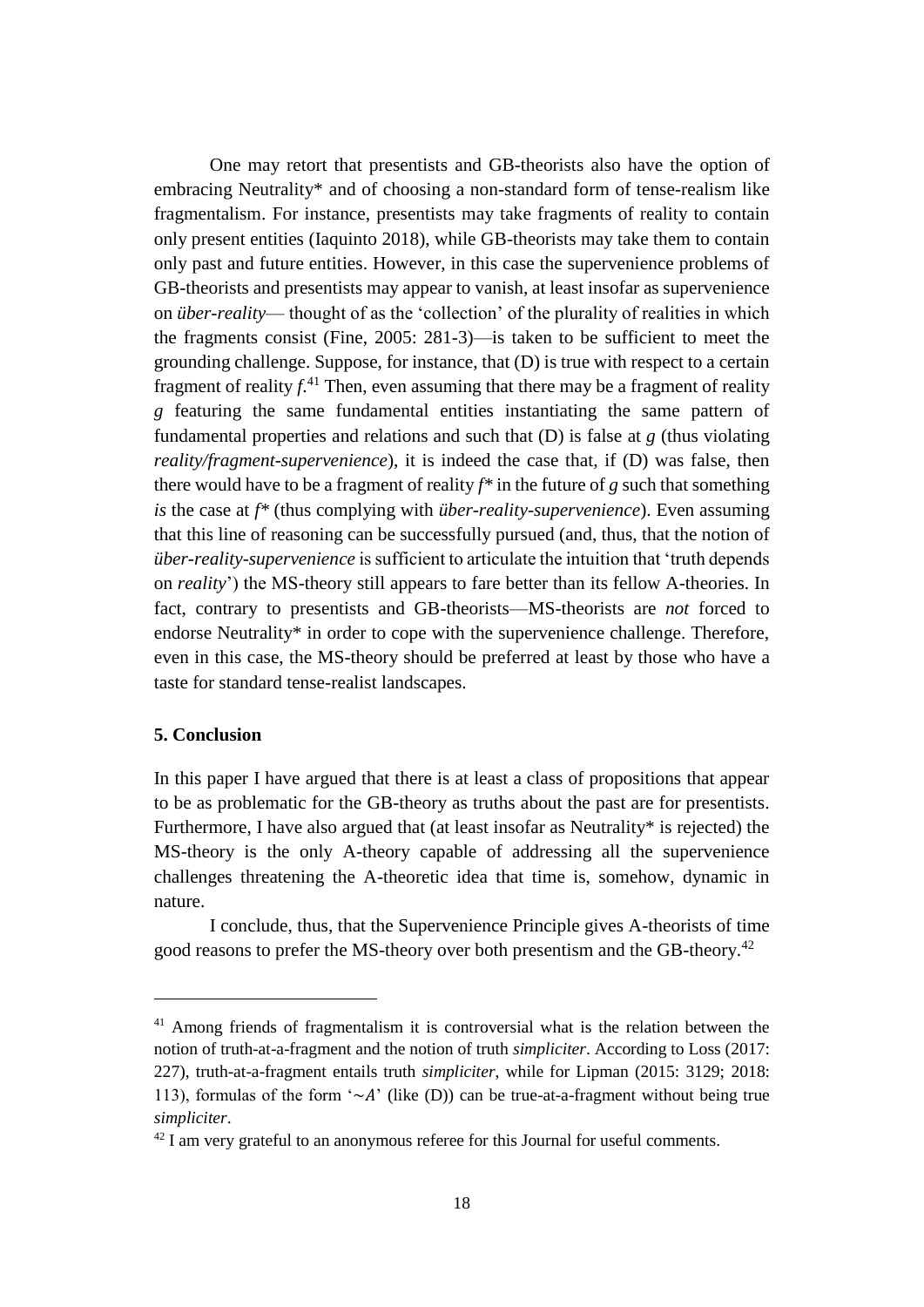One may retort that presentists and GB-theorists also have the option of embracing Neutrality* and of choosing a non-standard form of tense-realism like fragmentalism. For instance, presentists may take fragments of reality to contain only present entities (Iaquinto 2018), while GB-theorists may take them to contain only past and future entities. However, in this case the supervenience problems of GB-theorists and presentists may appear to vanish, at least insofar as supervenience on *über-reality*— thought of as the 'collection' of the plurality of realities in which the fragments consist (Fine, 2005: 281-3)—is taken to be sufficient to meet the grounding challenge. Suppose, for instance, that (D) is true with respect to a certain fragment of reality *f*.[41] Then, even assuming that there may be a fragment of reality *g* featuring the same fundamental entities instantiating the same pattern of fundamental properties and relations and such that (D) is false at *g* (thus violating *reality/fragment-supervenience*), it is indeed the case that, if (D) was false, then there would have to be a fragment of reality *f*\* in the future of *g* such that something *is* the case at *f*\* (thus complying with *über-reality-supervenience*). Even assuming that this line of reasoning can be successfully pursued (and, thus, that the notion of *über-reality-supervenience* is sufficient to articulate the intuition that 'truth depends on *reality*') the MS-theory still appears to fare better than its fellow A-theories. In fact, contrary to presentists and GB-theorists—MS-theorists are *not* forced to endorse Neutrality* in order to cope with the supervenience challenge. Therefore, even in this case, the MS-theory should be preferred at least by those who have a taste for standard tense-realist landscapes.

## 5. Conclusion

In this paper I have argued that there is at least a class of propositions that appear to be as problematic for the GB-theory as truths about the past are for presentists. Furthermore, I have also argued that (at least insofar as Neutrality* is rejected) the MS-theory is the only A-theory capable of addressing all the supervenience challenges threatening the A-theoretic idea that time is, somehow, dynamic in nature.

I conclude, thus, that the Supervenience Principle gives A-theorists of time good reasons to prefer the MS-theory over both presentism and the GB-theory.[42]

---

[41] Among friends of fragmentalism it is controversial what is the relation between the notion of truth-at-a-fragment and the notion of truth *simpliciter*. According to Loss (2017: 227), truth-at-a-fragment entails truth *simpliciter*, while for Lipman (2015: 3129; 2018: 113), formulas of the form '$\sim A$' (like (D)) can be true-at-a-fragment without being true *simpliciter*.

[42] I am very grateful to an anonymous referee for this Journal for useful comments.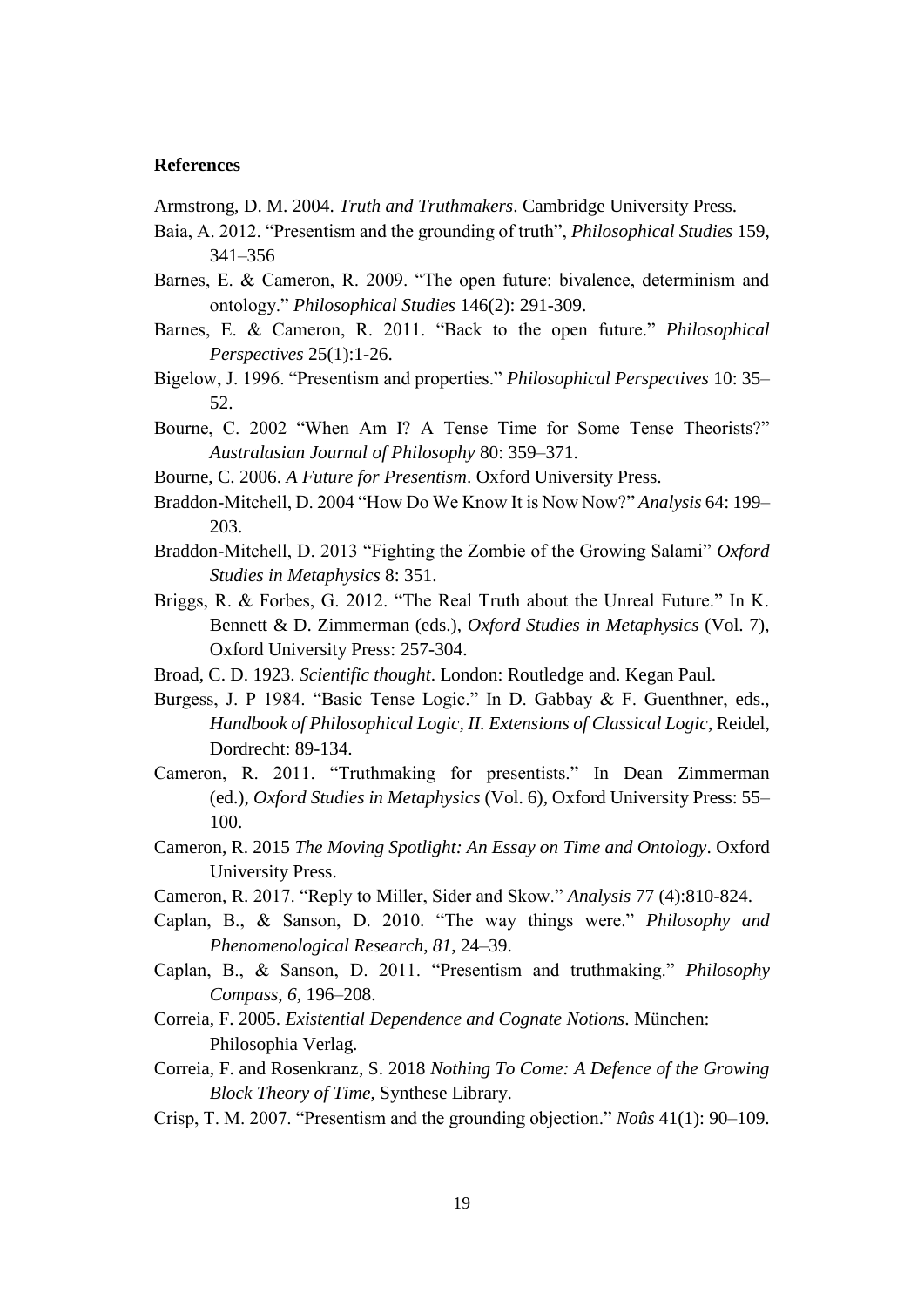**References**

Armstrong, D. M. 2004. *Truth and Truthmakers*. Cambridge University Press.

Baia, A. 2012. "Presentism and the grounding of truth", *Philosophical Studies* 159, 341–356

Barnes, E. & Cameron, R. 2009. "The open future: bivalence, determinism and ontology." *Philosophical Studies* 146(2): 291-309.

Barnes, E. & Cameron, R. 2011. "Back to the open future." *Philosophical Perspectives* 25(1):1-26.

Bigelow, J. 1996. "Presentism and properties." *Philosophical Perspectives* 10: 35–52.

Bourne, C. 2002 "When Am I? A Tense Time for Some Tense Theorists?" *Australasian Journal of Philosophy* 80: 359–371.

Bourne, C. 2006. *A Future for Presentism*. Oxford University Press.

Braddon-Mitchell, D. 2004 "How Do We Know It is Now Now?" *Analysis* 64: 199–203.

Braddon-Mitchell, D. 2013 "Fighting the Zombie of the Growing Salami" *Oxford Studies in Metaphysics* 8: 351.

Briggs, R. & Forbes, G. 2012. "The Real Truth about the Unreal Future." In K. Bennett & D. Zimmerman (eds.), *Oxford Studies in Metaphysics* (Vol. 7), Oxford University Press: 257-304.

Broad, C. D. 1923. *Scientific thought*. London: Routledge and. Kegan Paul.

Burgess, J. P 1984. "Basic Tense Logic." In D. Gabbay & F. Guenthner, eds., *Handbook of Philosophical Logic, II. Extensions of Classical Logic*, Reidel, Dordrecht: 89-134.

Cameron, R. 2011. "Truthmaking for presentists." In Dean Zimmerman (ed.), *Oxford Studies in Metaphysics* (Vol. 6), Oxford University Press: 55–100.

Cameron, R. 2015 *The Moving Spotlight: An Essay on Time and Ontology*. Oxford University Press.

Cameron, R. 2017. "Reply to Miller, Sider and Skow." *Analysis* 77 (4):810-824.

Caplan, B., & Sanson, D. 2010. "The way things were." *Philosophy and Phenomenological Research*, *81*, 24–39.

Caplan, B., & Sanson, D. 2011. "Presentism and truthmaking." *Philosophy Compass*, *6*, 196–208.

Correia, F. 2005. *Existential Dependence and Cognate Notions*. München: Philosophia Verlag.

Correia, F. and Rosenkranz, S. 2018 *Nothing To Come: A Defence of the Growing Block Theory of Time*, Synthese Library.

Crisp, T. M. 2007. "Presentism and the grounding objection." *Noûs* 41(1): 90–109.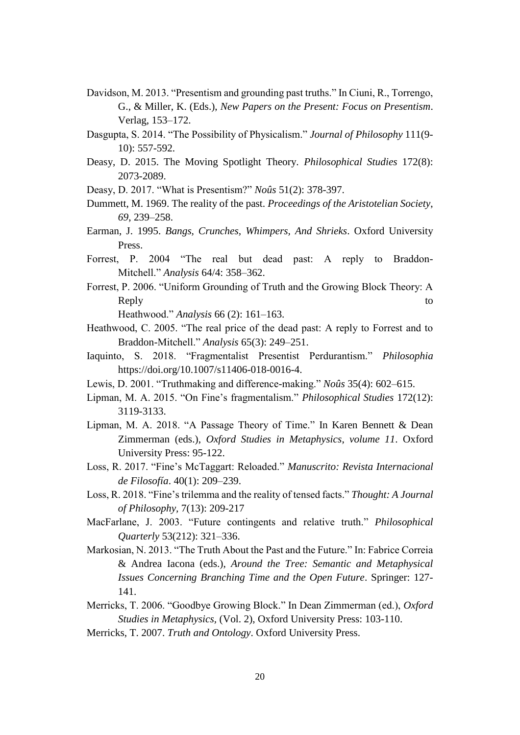Davidson, M. 2013. "Presentism and grounding past truths." In Ciuni, R., Torrengo, G., & Miller, K. (Eds.), *New Papers on the Present: Focus on Presentism*. Verlag, 153–172.

Dasgupta, S. 2014. "The Possibility of Physicalism." *Journal of Philosophy* 111(9-10): 557-592.

Deasy, D. 2015. The Moving Spotlight Theory. *Philosophical Studies* 172(8): 2073-2089.

Deasy, D. 2017. "What is Presentism?" *Noûs* 51(2): 378-397.

Dummett, M. 1969. The reality of the past. *Proceedings of the Aristotelian Society*, *69*, 239–258.

Earman, J. 1995. *Bangs, Crunches, Whimpers, And Shrieks*. Oxford University Press.

Forrest, P. 2004 "The real but dead past: A reply to Braddon-Mitchell." *Analysis* 64/4: 358–362.

Forrest, P. 2006. "Uniform Grounding of Truth and the Growing Block Theory: A Reply to Heathwood." *Analysis* 66 (2): 161–163.

Heathwood, C. 2005. "The real price of the dead past: A reply to Forrest and to Braddon-Mitchell." *Analysis* 65(3): 249–251.

Iaquinto, S. 2018. "Fragmentalist Presentist Perdurantism." *Philosophia* https://doi.org/10.1007/s11406-018-0016-4.

Lewis, D. 2001. "Truthmaking and difference-making." *Noûs* 35(4): 602–615.

Lipman, M. A. 2015. "On Fine's fragmentalism." *Philosophical Studies* 172(12): 3119-3133.

Lipman, M. A. 2018. "A Passage Theory of Time." In Karen Bennett & Dean Zimmerman (eds.), *Oxford Studies in Metaphysics, volume 11*. Oxford University Press: 95-122.

Loss, R. 2017. "Fine's McTaggart: Reloaded." *Manuscrito: Revista Internacional de Filosofía*. 40(1): 209–239.

Loss, R. 2018. "Fine's trilemma and the reality of tensed facts." *Thought: A Journal of Philosophy*, 7(13): 209-217

MacFarlane, J. 2003. "Future contingents and relative truth." *Philosophical Quarterly* 53(212): 321–336.

Markosian, N. 2013. "The Truth About the Past and the Future." In: Fabrice Correia & Andrea Iacona (eds.), *Around the Tree: Semantic and Metaphysical Issues Concerning Branching Time and the Open Future*. Springer: 127-141.

Merricks, T. 2006. "Goodbye Growing Block." In Dean Zimmerman (ed.), *Oxford Studies in Metaphysics*, (Vol. 2), Oxford University Press: 103-110.

Merricks, T. 2007. *Truth and Ontology*. Oxford University Press.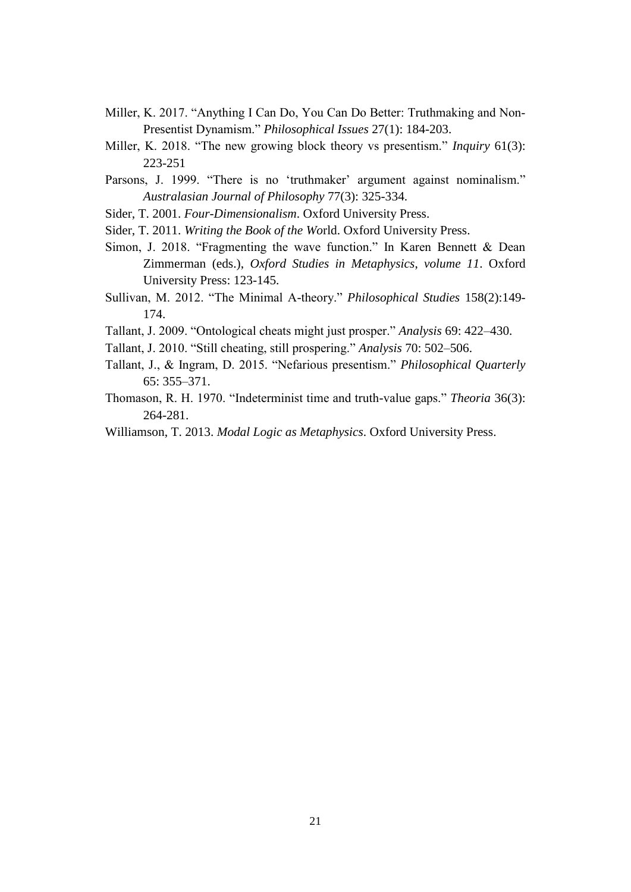Miller, K. 2017. "Anything I Can Do, You Can Do Better: Truthmaking and Non-Presentist Dynamism." *Philosophical Issues* 27(1): 184-203.

Miller, K. 2018. "The new growing block theory vs presentism." *Inquiry* 61(3): 223-251

Parsons, J. 1999. "There is no 'truthmaker' argument against nominalism." *Australasian Journal of Philosophy* 77(3): 325-334.

Sider, T. 2001. *Four-Dimensionalism*. Oxford University Press.

Sider, T. 2011. *Writing the Book of the Wo*rld. Oxford University Press.

Simon, J. 2018. "Fragmenting the wave function." In Karen Bennett & Dean Zimmerman (eds.), *Oxford Studies in Metaphysics, volume 11*. Oxford University Press: 123-145.

Sullivan, M. 2012. "The Minimal A-theory." *Philosophical Studies* 158(2):149-174.

Tallant, J. 2009. "Ontological cheats might just prosper." *Analysis* 69: 422–430.

Tallant, J. 2010. "Still cheating, still prospering." *Analysis* 70: 502–506.

Tallant, J., & Ingram, D. 2015. "Nefarious presentism." *Philosophical Quarterly* 65: 355–371.

Thomason, R. H. 1970. "Indeterminist time and truth-value gaps." *Theoria* 36(3): 264-281.

Williamson, T. 2013. *Modal Logic as Metaphysics*. Oxford University Press.